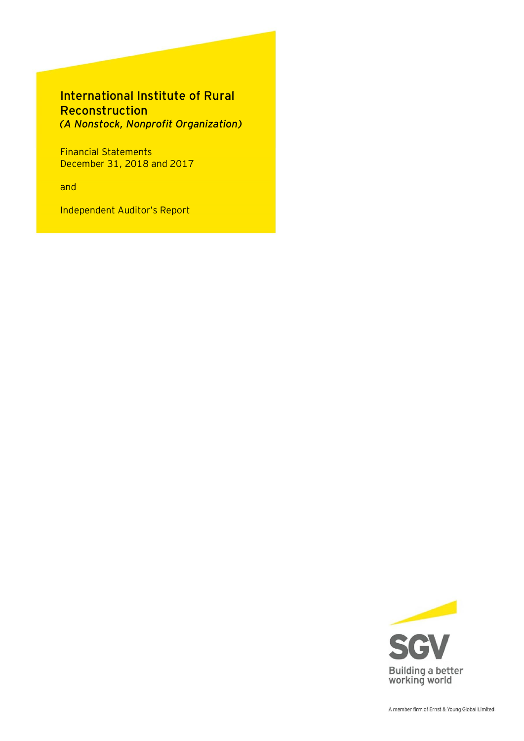# International Institute of Rural Reconstruction

***(A Nonstock, Nonprofit Organization)***

Financial Statements
December 31, 2018 and 2017

and

Independent Auditor's Report

SGV

Building a better working world

A member firm of Ernst & Young Global Limited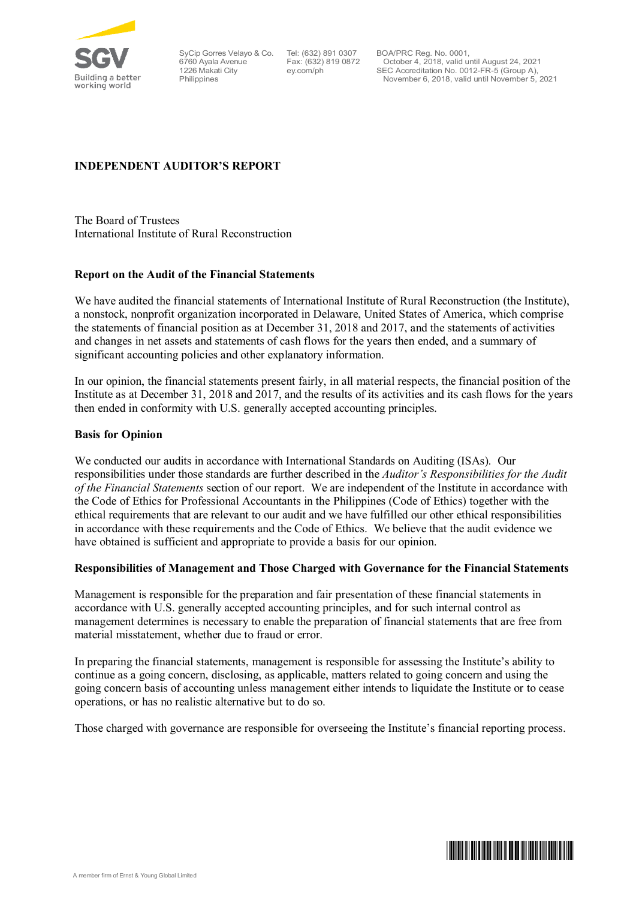SyCip Gorres Velayo & Co.
6760 Ayala Avenue
1226 Makati City
Philippines

Tel: (632) 891 0307
Fax: (632) 819 0872
ey.com/ph

BOA/PRC Reg. No. 0001,
October 4, 2018, valid until August 24, 2021
SEC Accreditation No. 0012-FR-5 (Group A),
November 6, 2018, valid until November 5, 2021

## INDEPENDENT AUDITOR'S REPORT

The Board of Trustees
International Institute of Rural Reconstruction

### Report on the Audit of the Financial Statements

We have audited the financial statements of International Institute of Rural Reconstruction (the Institute), a nonstock, nonprofit organization incorporated in Delaware, United States of America, which comprise the statements of financial position as at December 31, 2018 and 2017, and the statements of activities and changes in net assets and statements of cash flows for the years then ended, and a summary of significant accounting policies and other explanatory information.

In our opinion, the financial statements present fairly, in all material respects, the financial position of the Institute as at December 31, 2018 and 2017, and the results of its activities and its cash flows for the years then ended in conformity with U.S. generally accepted accounting principles.

### Basis for Opinion

We conducted our audits in accordance with International Standards on Auditing (ISAs). Our responsibilities under those standards are further described in the *Auditor's Responsibilities for the Audit of the Financial Statements* section of our report. We are independent of the Institute in accordance with the Code of Ethics for Professional Accountants in the Philippines (Code of Ethics) together with the ethical requirements that are relevant to our audit and we have fulfilled our other ethical responsibilities in accordance with these requirements and the Code of Ethics. We believe that the audit evidence we have obtained is sufficient and appropriate to provide a basis for our opinion.

### Responsibilities of Management and Those Charged with Governance for the Financial Statements

Management is responsible for the preparation and fair presentation of these financial statements in accordance with U.S. generally accepted accounting principles, and for such internal control as management determines is necessary to enable the preparation of financial statements that are free from material misstatement, whether due to fraud or error.

In preparing the financial statements, management is responsible for assessing the Institute's ability to continue as a going concern, disclosing, as applicable, matters related to going concern and using the going concern basis of accounting unless management either intends to liquidate the Institute or to cease operations, or has no realistic alternative but to do so.

Those charged with governance are responsible for overseeing the Institute's financial reporting process.

A member firm of Ernst & Young Global Limited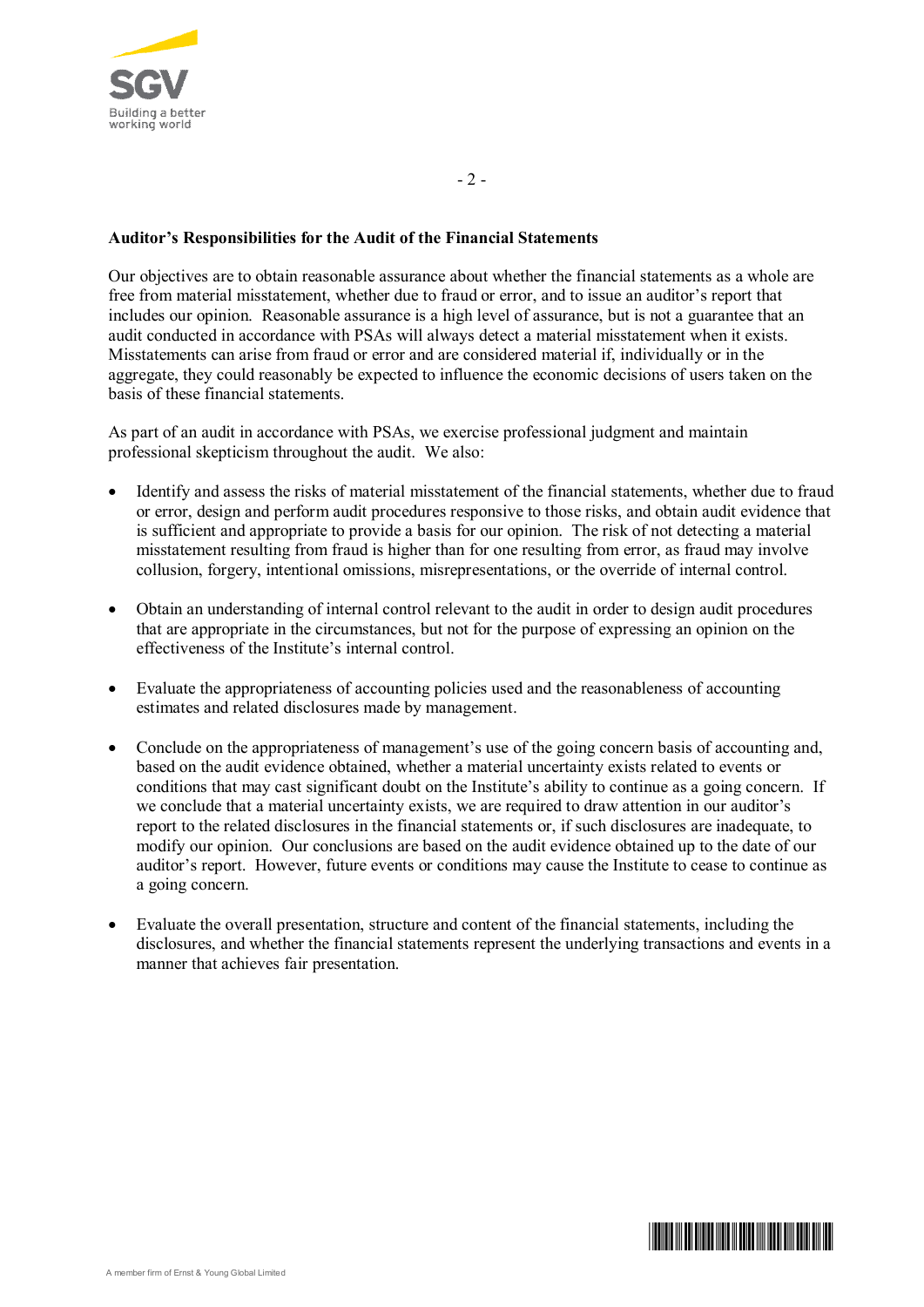**Auditor's Responsibilities for the Audit of the Financial Statements**

Our objectives are to obtain reasonable assurance about whether the financial statements as a whole are free from material misstatement, whether due to fraud or error, and to issue an auditor's report that includes our opinion. Reasonable assurance is a high level of assurance, but is not a guarantee that an audit conducted in accordance with PSAs will always detect a material misstatement when it exists. Misstatements can arise from fraud or error and are considered material if, individually or in the aggregate, they could reasonably be expected to influence the economic decisions of users taken on the basis of these financial statements.

As part of an audit in accordance with PSAs, we exercise professional judgment and maintain professional skepticism throughout the audit. We also:

- Identify and assess the risks of material misstatement of the financial statements, whether due to fraud or error, design and perform audit procedures responsive to those risks, and obtain audit evidence that is sufficient and appropriate to provide a basis for our opinion. The risk of not detecting a material misstatement resulting from fraud is higher than for one resulting from error, as fraud may involve collusion, forgery, intentional omissions, misrepresentations, or the override of internal control.

- Obtain an understanding of internal control relevant to the audit in order to design audit procedures that are appropriate in the circumstances, but not for the purpose of expressing an opinion on the effectiveness of the Institute's internal control.

- Evaluate the appropriateness of accounting policies used and the reasonableness of accounting estimates and related disclosures made by management.

- Conclude on the appropriateness of management's use of the going concern basis of accounting and, based on the audit evidence obtained, whether a material uncertainty exists related to events or conditions that may cast significant doubt on the Institute's ability to continue as a going concern. If we conclude that a material uncertainty exists, we are required to draw attention in our auditor's report to the related disclosures in the financial statements or, if such disclosures are inadequate, to modify our opinion. Our conclusions are based on the audit evidence obtained up to the date of our auditor's report. However, future events or conditions may cause the Institute to cease to continue as a going concern.

- Evaluate the overall presentation, structure and content of the financial statements, including the disclosures, and whether the financial statements represent the underlying transactions and events in a manner that achieves fair presentation.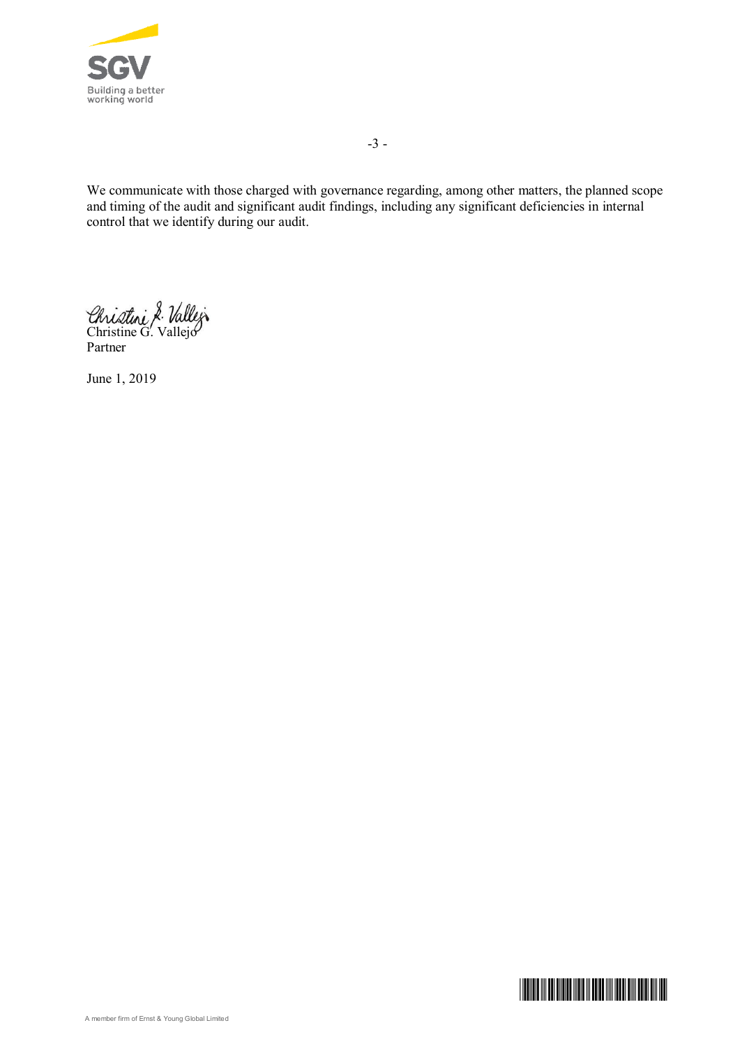We communicate with those charged with governance regarding, among other matters, the planned scope and timing of the audit and significant audit findings, including any significant deficiencies in internal control that we identify during our audit.

Christine G. Vallejo
Partner

June 1, 2019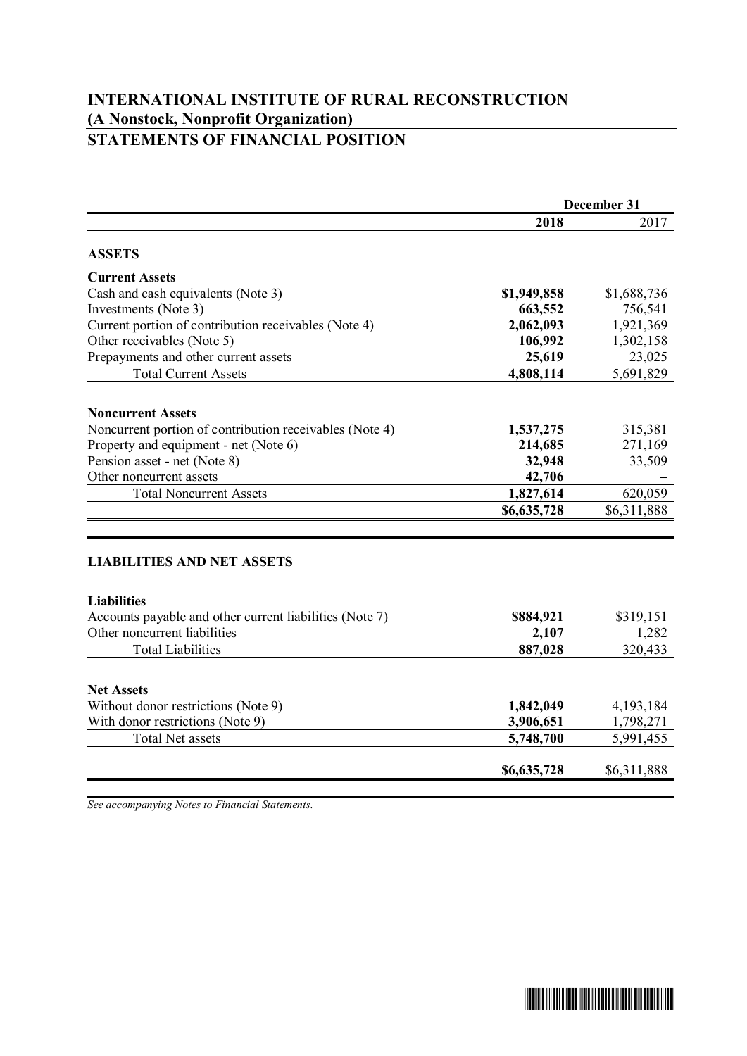# INTERNATIONAL INSTITUTE OF RURAL RECONSTRUCTION
## (A Nonstock, Nonprofit Organization)
## STATEMENTS OF FINANCIAL POSITION

| | December 31 | |
|---|---|---|
| | **2018** | 2017 |
| **ASSETS** | | |
| **Current Assets** | | |
| Cash and cash equivalents (Note 3) | **$1,949,858** | $1,688,736 |
| Investments (Note 3) | **663,552** | 756,541 |
| Current portion of contribution receivables (Note 4) | **2,062,093** | 1,921,369 |
| Other receivables (Note 5) | **106,992** | 1,302,158 |
| Prepayments and other current assets | **25,619** | 23,025 |
| Total Current Assets | **4,808,114** | 5,691,829 |
| **Noncurrent Assets** | | |
| Noncurrent portion of contribution receivables (Note 4) | **1,537,275** | 315,381 |
| Property and equipment - net (Note 6) | **214,685** | 271,169 |
| Pension asset - net (Note 8) | **32,948** | 33,509 |
| Other noncurrent assets | **42,706** | – |
| Total Noncurrent Assets | **1,827,614** | 620,059 |
| | **$6,635,728** | $6,311,888 |
| **LIABILITIES AND NET ASSETS** | | |
| **Liabilities** | | |
| Accounts payable and other current liabilities (Note 7) | **$884,921** | $319,151 |
| Other noncurrent liabilities | **2,107** | 1,282 |
| Total Liabilities | **887,028** | 320,433 |
| **Net Assets** | | |
| Without donor restrictions (Note 9) | **1,842,049** | 4,193,184 |
| With donor restrictions (Note 9) | **3,906,651** | 1,798,271 |
| Total Net assets | **5,748,700** | 5,991,455 |
| | **$6,635,728** | $6,311,888 |

*See accompanying Notes to Financial Statements.*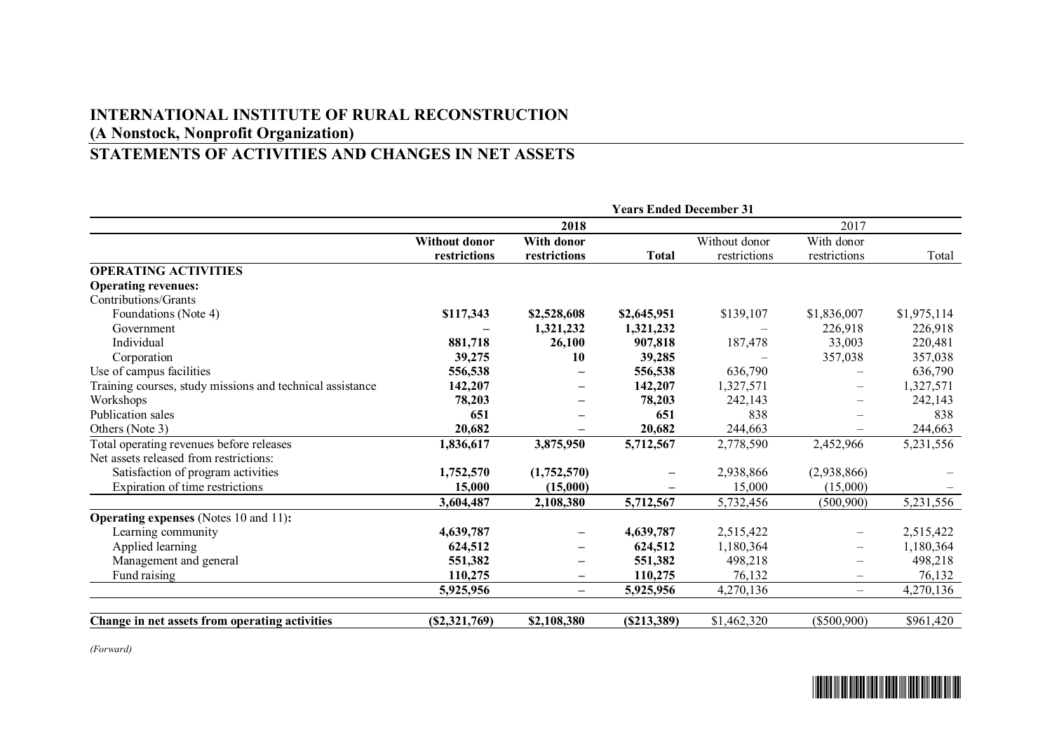# INTERNATIONAL INSTITUTE OF RURAL RECONSTRUCTION
## (A Nonstock, Nonprofit Organization)
## STATEMENTS OF ACTIVITIES AND CHANGES IN NET ASSETS

| | Years Ended December 31 | | | | | |
|---|---|---|---|---|---|---|
| | 2018 | | | 2017 | | |
| | **Without donor restrictions** | **With donor restrictions** | **Total** | Without donor restrictions | With donor restrictions | Total |
| **OPERATING ACTIVITIES** | | | | | | |
| **Operating revenues:** | | | | | | |
| Contributions/Grants | | | | | | |
| Foundations (Note 4) | **$117,343** | **$2,528,608** | **$2,645,951** | $139,107 | $1,836,007 | $1,975,114 |
| Government | **–** | **1,321,232** | **1,321,232** | – | 226,918 | 226,918 |
| Individual | **881,718** | **26,100** | **907,818** | 187,478 | 33,003 | 220,481 |
| Corporation | **39,275** | **10** | **39,285** | – | 357,038 | 357,038 |
| Use of campus facilities | **556,538** | **–** | **556,538** | 636,790 | – | 636,790 |
| Training courses, study missions and technical assistance | **142,207** | **–** | **142,207** | 1,327,571 | – | 1,327,571 |
| Workshops | **78,203** | **–** | **78,203** | 242,143 | – | 242,143 |
| Publication sales | **651** | **–** | **651** | 838 | – | 838 |
| Others (Note 3) | **20,682** | **–** | **20,682** | 244,663 | – | 244,663 |
| Total operating revenues before releases | **1,836,617** | **3,875,950** | **5,712,567** | 2,778,590 | 2,452,966 | 5,231,556 |
| Net assets released from restrictions: | | | | | | |
| Satisfaction of program activities | **1,752,570** | **(1,752,570)** | **–** | 2,938,866 | (2,938,866) | – |
| Expiration of time restrictions | **15,000** | **(15,000)** | **–** | 15,000 | (15,000) | – |
| | **3,604,487** | **2,108,380** | **5,712,567** | 5,732,456 | (500,900) | 5,231,556 |
| **Operating expenses** (Notes 10 and 11)**:** | | | | | | |
| Learning community | **4,639,787** | **–** | **4,639,787** | 2,515,422 | – | 2,515,422 |
| Applied learning | **624,512** | **–** | **624,512** | 1,180,364 | – | 1,180,364 |
| Management and general | **551,382** | **–** | **551,382** | 498,218 | – | 498,218 |
| Fund raising | **110,275** | **–** | **110,275** | 76,132 | – | 76,132 |
| | **5,925,956** | **–** | **5,925,956** | 4,270,136 | – | 4,270,136 |
| **Change in net assets from operating activities** | **($2,321,769)** | **$2,108,380** | **($213,389)** | $1,462,320 | ($500,900) | $961,420 |

*(Forward)*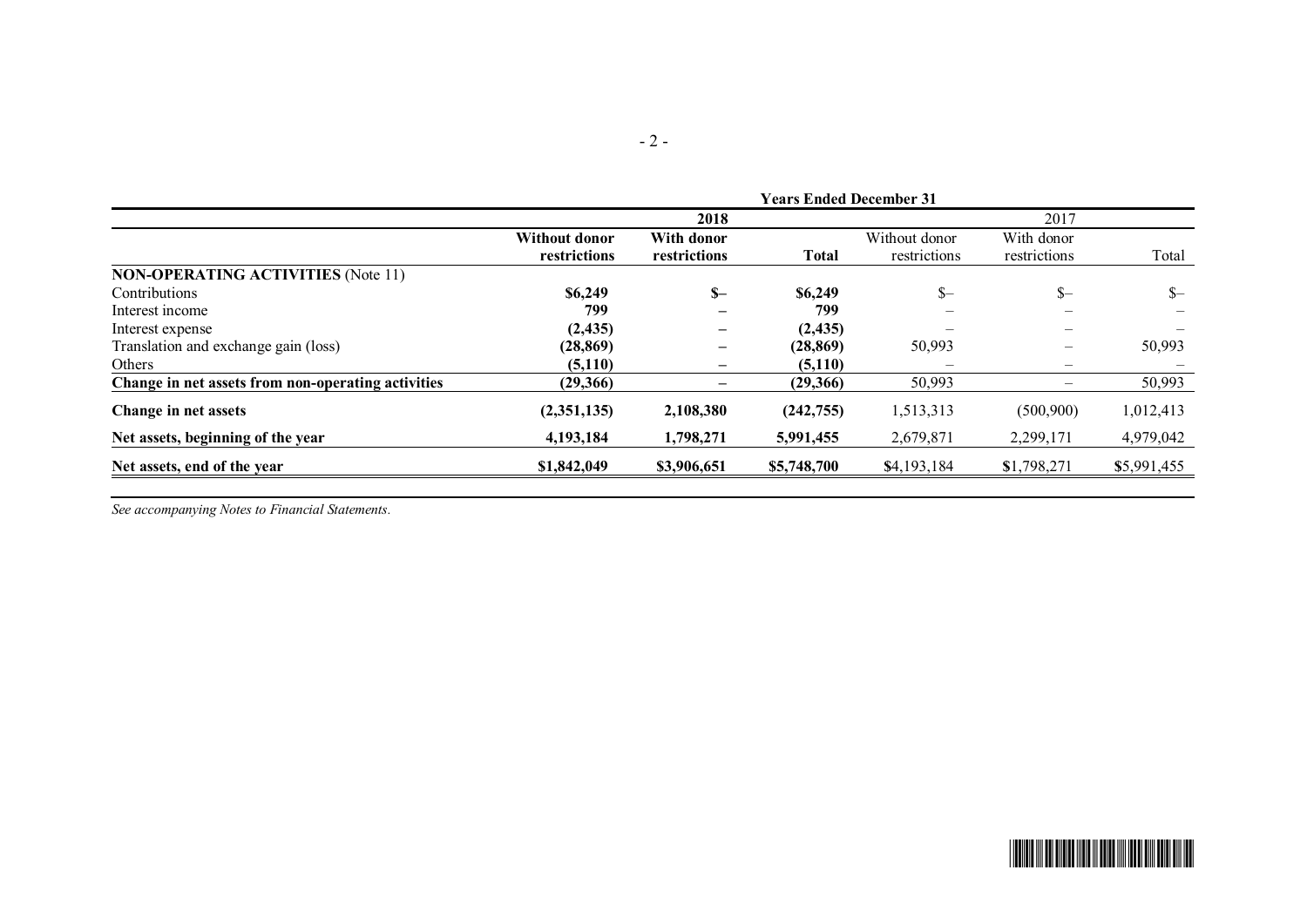| | Years Ended December 31 | | | | | |
|---|---|---|---|---|---|---|
| | **2018** | | | 2017 | | |
| | **Without donor restrictions** | **With donor restrictions** | **Total** | Without donor restrictions | With donor restrictions | Total |
| **NON-OPERATING ACTIVITIES** (Note 11) | | | | | | |
| Contributions | **$6,249** | **$–** | **$6,249** | $– | $– | $– |
| Interest income | **799** | **–** | **799** | – | – | – |
| Interest expense | **(2,435)** | **–** | **(2,435)** | – | – | – |
| Translation and exchange gain (loss) | **(28,869)** | **–** | **(28,869)** | 50,993 | – | 50,993 |
| Others | **(5,110)** | **–** | **(5,110)** | – | – | – |
| **Change in net assets from non-operating activities** | **(29,366)** | **–** | **(29,366)** | 50,993 | – | 50,993 |
| **Change in net assets** | **(2,351,135)** | **2,108,380** | **(242,755)** | 1,513,313 | (500,900) | 1,012,413 |
| **Net assets, beginning of the year** | **4,193,184** | **1,798,271** | **5,991,455** | 2,679,871 | 2,299,171 | 4,979,042 |
| **Net assets, end of the year** | **$1,842,049** | **$3,906,651** | **$5,748,700** | $4,193,184 | $1,798,271 | $5,991,455 |

*See accompanying Notes to Financial Statements.*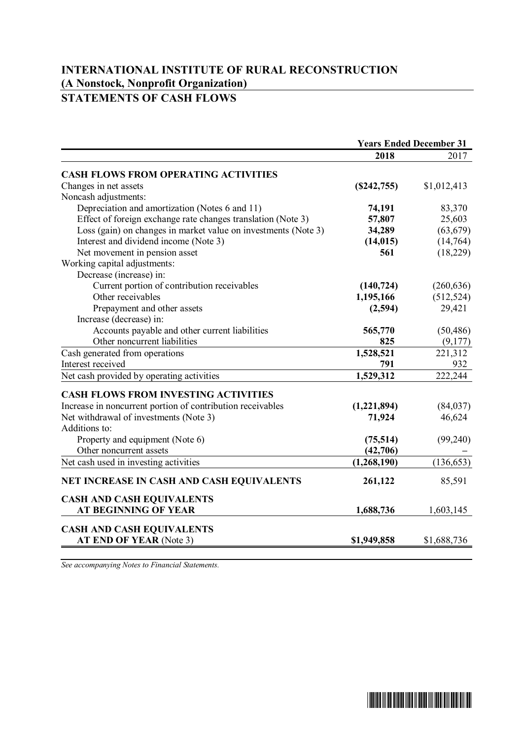# INTERNATIONAL INSTITUTE OF RURAL RECONSTRUCTION
## (A Nonstock, Nonprofit Organization)
## STATEMENTS OF CASH FLOWS

| | Years Ended December 31 | |
|---|---|---|
| | **2018** | 2017 |
| **CASH FLOWS FROM OPERATING ACTIVITIES** | | |
| Changes in net assets | **($242,755)** | $1,012,413 |
| Noncash adjustments: | | |
| Depreciation and amortization (Notes 6 and 11) | **74,191** | 83,370 |
| Effect of foreign exchange rate changes translation (Note 3) | **57,807** | 25,603 |
| Loss (gain) on changes in market value on investments (Note 3) | **34,289** | (63,679) |
| Interest and dividend income (Note 3) | **(14,015)** | (14,764) |
| Net movement in pension asset | **561** | (18,229) |
| Working capital adjustments: | | |
| Decrease (increase) in: | | |
| Current portion of contribution receivables | **(140,724)** | (260,636) |
| Other receivables | **1,195,166** | (512,524) |
| Prepayment and other assets | **(2,594)** | 29,421 |
| Increase (decrease) in: | | |
| Accounts payable and other current liabilities | **565,770** | (50,486) |
| Other noncurrent liabilities | **825** | (9,177) |
| Cash generated from operations | **1,528,521** | 221,312 |
| Interest received | **791** | 932 |
| Net cash provided by operating activities | **1,529,312** | 222,244 |
| **CASH FLOWS FROM INVESTING ACTIVITIES** | | |
| Increase in noncurrent portion of contribution receivables | **(1,221,894)** | (84,037) |
| Net withdrawal of investments (Note 3) | **71,924** | 46,624 |
| Additions to: | | |
| Property and equipment (Note 6) | **(75,514)** | (99,240) |
| Other noncurrent assets | **(42,706)** | – |
| Net cash used in investing activities | **(1,268,190)** | (136,653) |
| **NET INCREASE IN CASH AND CASH EQUIVALENTS** | **261,122** | 85,591 |
| **CASH AND CASH EQUIVALENTS AT BEGINNING OF YEAR** | **1,688,736** | 1,603,145 |
| **CASH AND CASH EQUIVALENTS AT END OF YEAR** (Note 3) | **$1,949,858** | $1,688,736 |

*See accompanying Notes to Financial Statements.*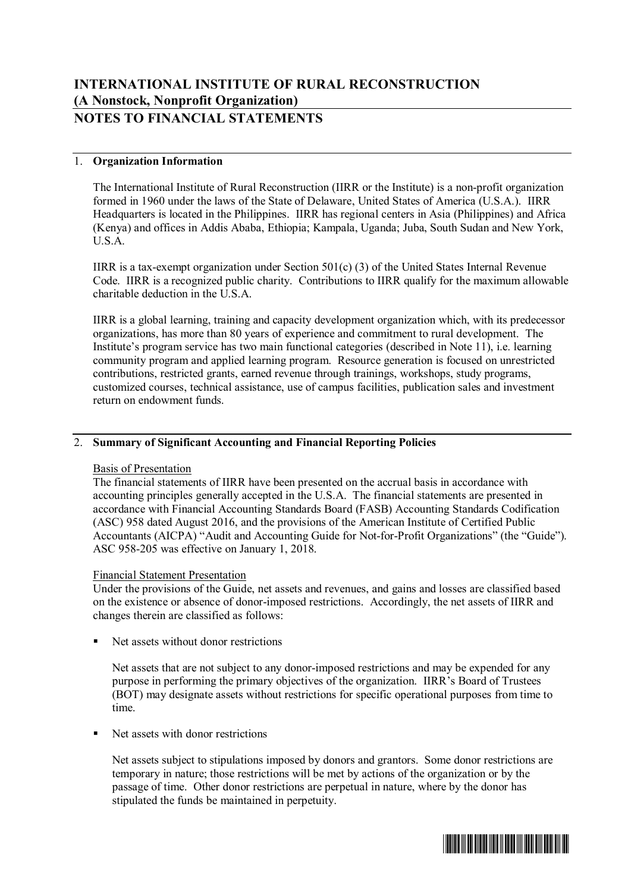# INTERNATIONAL INSTITUTE OF RURAL RECONSTRUCTION
## (A Nonstock, Nonprofit Organization)
## NOTES TO FINANCIAL STATEMENTS

### 1. Organization Information

The International Institute of Rural Reconstruction (IIRR or the Institute) is a non-profit organization formed in 1960 under the laws of the State of Delaware, United States of America (U.S.A.). IIRR Headquarters is located in the Philippines. IIRR has regional centers in Asia (Philippines) and Africa (Kenya) and offices in Addis Ababa, Ethiopia; Kampala, Uganda; Juba, South Sudan and New York, U.S.A.

IIRR is a tax-exempt organization under Section 501(c) (3) of the United States Internal Revenue Code. IIRR is a recognized public charity. Contributions to IIRR qualify for the maximum allowable charitable deduction in the U.S.A.

IIRR is a global learning, training and capacity development organization which, with its predecessor organizations, has more than 80 years of experience and commitment to rural development. The Institute's program service has two main functional categories (described in Note 11), i.e. learning community program and applied learning program. Resource generation is focused on unrestricted contributions, restricted grants, earned revenue through trainings, workshops, study programs, customized courses, technical assistance, use of campus facilities, publication sales and investment return on endowment funds.

### 2. Summary of Significant Accounting and Financial Reporting Policies

Basis of Presentation

The financial statements of IIRR have been presented on the accrual basis in accordance with accounting principles generally accepted in the U.S.A. The financial statements are presented in accordance with Financial Accounting Standards Board (FASB) Accounting Standards Codification (ASC) 958 dated August 2016, and the provisions of the American Institute of Certified Public Accountants (AICPA) "Audit and Accounting Guide for Not-for-Profit Organizations" (the "Guide"). ASC 958-205 was effective on January 1, 2018.

Financial Statement Presentation

Under the provisions of the Guide, net assets and revenues, and gains and losses are classified based on the existence or absence of donor-imposed restrictions. Accordingly, the net assets of IIRR and changes therein are classified as follows:

- Net assets without donor restrictions

  Net assets that are not subject to any donor-imposed restrictions and may be expended for any purpose in performing the primary objectives of the organization. IIRR's Board of Trustees (BOT) may designate assets without restrictions for specific operational purposes from time to time.

- Net assets with donor restrictions

  Net assets subject to stipulations imposed by donors and grantors. Some donor restrictions are temporary in nature; those restrictions will be met by actions of the organization or by the passage of time. Other donor restrictions are perpetual in nature, where by the donor has stipulated the funds be maintained in perpetuity.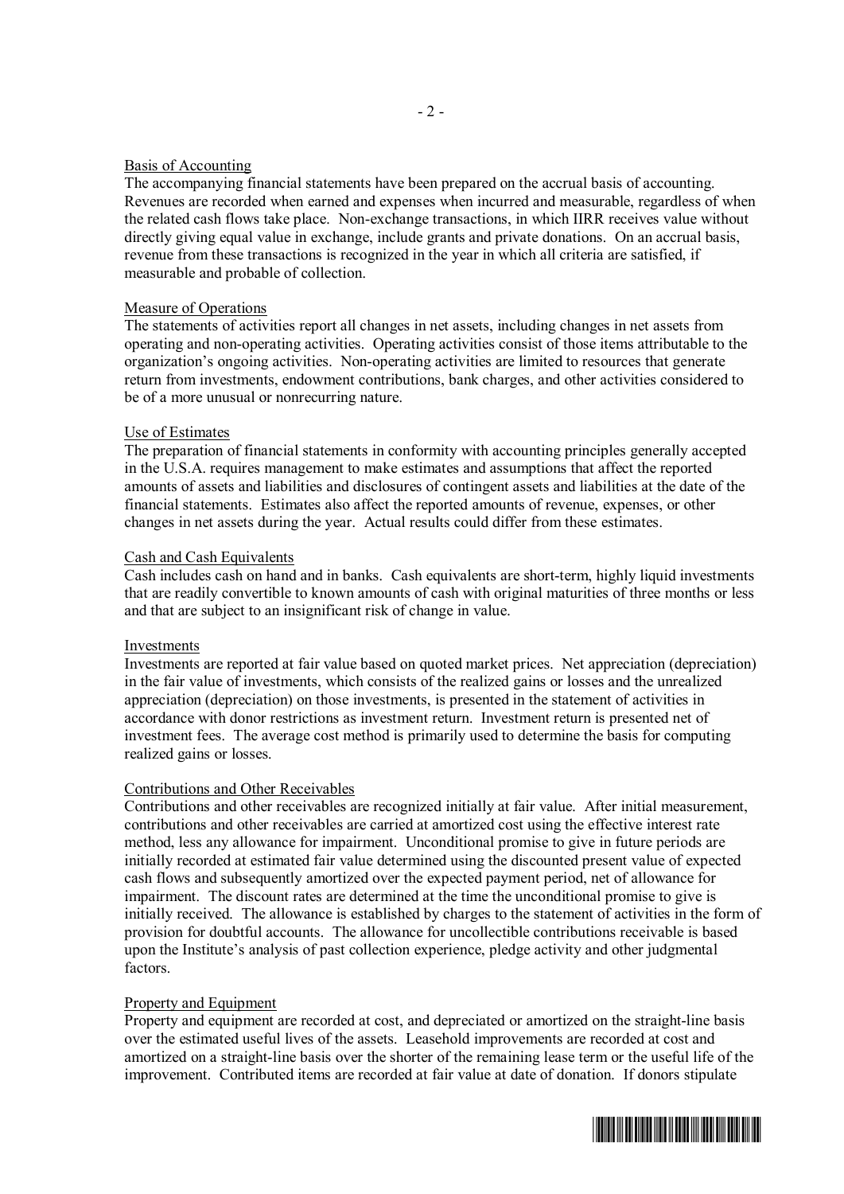### Basis of Accounting

The accompanying financial statements have been prepared on the accrual basis of accounting. Revenues are recorded when earned and expenses when incurred and measurable, regardless of when the related cash flows take place. Non-exchange transactions, in which IIRR receives value without directly giving equal value in exchange, include grants and private donations. On an accrual basis, revenue from these transactions is recognized in the year in which all criteria are satisfied, if measurable and probable of collection.

### Measure of Operations

The statements of activities report all changes in net assets, including changes in net assets from operating and non-operating activities. Operating activities consist of those items attributable to the organization's ongoing activities. Non-operating activities are limited to resources that generate return from investments, endowment contributions, bank charges, and other activities considered to be of a more unusual or nonrecurring nature.

### Use of Estimates

The preparation of financial statements in conformity with accounting principles generally accepted in the U.S.A. requires management to make estimates and assumptions that affect the reported amounts of assets and liabilities and disclosures of contingent assets and liabilities at the date of the financial statements. Estimates also affect the reported amounts of revenue, expenses, or other changes in net assets during the year. Actual results could differ from these estimates.

### Cash and Cash Equivalents

Cash includes cash on hand and in banks. Cash equivalents are short-term, highly liquid investments that are readily convertible to known amounts of cash with original maturities of three months or less and that are subject to an insignificant risk of change in value.

### Investments

Investments are reported at fair value based on quoted market prices. Net appreciation (depreciation) in the fair value of investments, which consists of the realized gains or losses and the unrealized appreciation (depreciation) on those investments, is presented in the statement of activities in accordance with donor restrictions as investment return. Investment return is presented net of investment fees. The average cost method is primarily used to determine the basis for computing realized gains or losses.

### Contributions and Other Receivables

Contributions and other receivables are recognized initially at fair value. After initial measurement, contributions and other receivables are carried at amortized cost using the effective interest rate method, less any allowance for impairment. Unconditional promise to give in future periods are initially recorded at estimated fair value determined using the discounted present value of expected cash flows and subsequently amortized over the expected payment period, net of allowance for impairment. The discount rates are determined at the time the unconditional promise to give is initially received. The allowance is established by charges to the statement of activities in the form of provision for doubtful accounts. The allowance for uncollectible contributions receivable is based upon the Institute's analysis of past collection experience, pledge activity and other judgmental factors.

### Property and Equipment

Property and equipment are recorded at cost, and depreciated or amortized on the straight-line basis over the estimated useful lives of the assets. Leasehold improvements are recorded at cost and amortized on a straight-line basis over the shorter of the remaining lease term or the useful life of the improvement. Contributed items are recorded at fair value at date of donation. If donors stipulate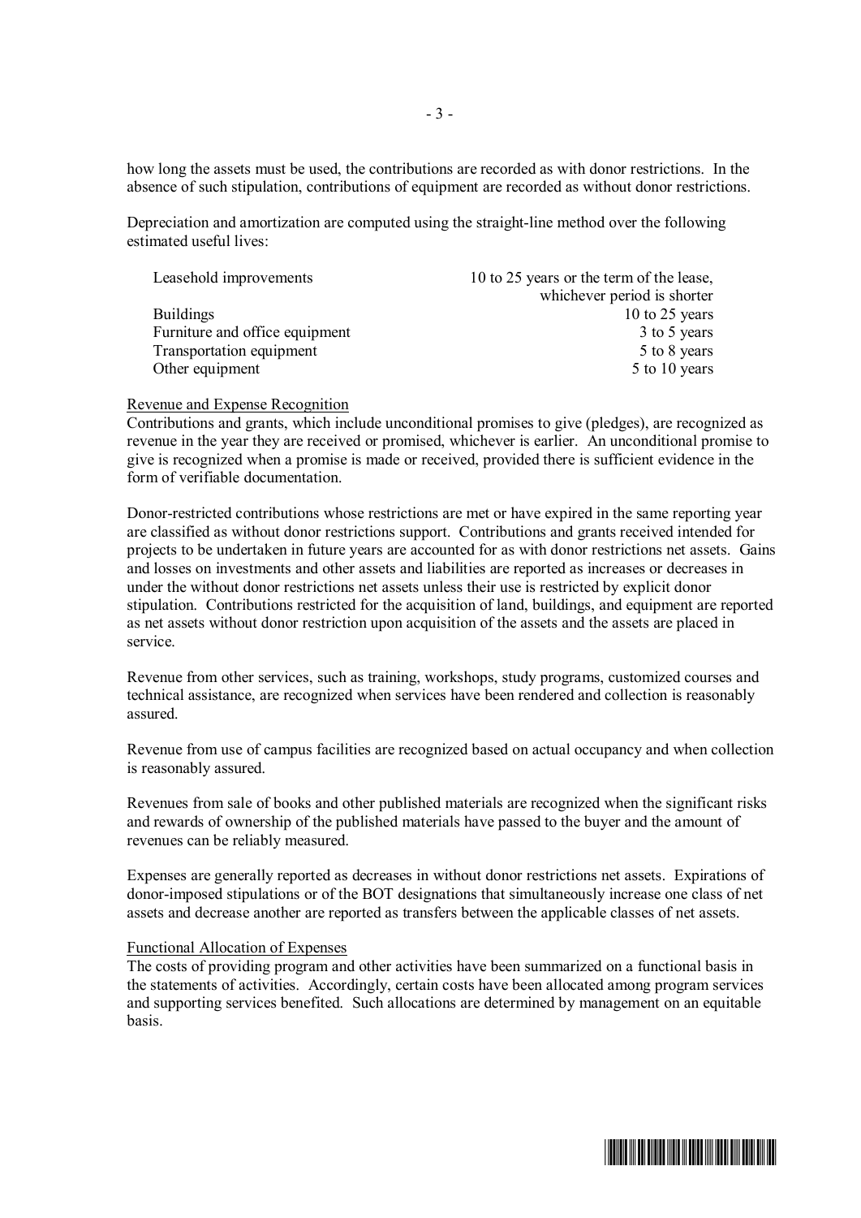how long the assets must be used, the contributions are recorded as with donor restrictions. In the absence of such stipulation, contributions of equipment are recorded as without donor restrictions.

Depreciation and amortization are computed using the straight-line method over the following estimated useful lives:

| | |
|---|---|
| Leasehold improvements | 10 to 25 years or the term of the lease, whichever period is shorter |
| Buildings | 10 to 25 years |
| Furniture and office equipment | 3 to 5 years |
| Transportation equipment | 5 to 8 years |
| Other equipment | 5 to 10 years |

Revenue and Expense Recognition

Contributions and grants, which include unconditional promises to give (pledges), are recognized as revenue in the year they are received or promised, whichever is earlier. An unconditional promise to give is recognized when a promise is made or received, provided there is sufficient evidence in the form of verifiable documentation.

Donor-restricted contributions whose restrictions are met or have expired in the same reporting year are classified as without donor restrictions support. Contributions and grants received intended for projects to be undertaken in future years are accounted for as with donor restrictions net assets. Gains and losses on investments and other assets and liabilities are reported as increases or decreases in under the without donor restrictions net assets unless their use is restricted by explicit donor stipulation. Contributions restricted for the acquisition of land, buildings, and equipment are reported as net assets without donor restriction upon acquisition of the assets and the assets are placed in service.

Revenue from other services, such as training, workshops, study programs, customized courses and technical assistance, are recognized when services have been rendered and collection is reasonably assured.

Revenue from use of campus facilities are recognized based on actual occupancy and when collection is reasonably assured.

Revenues from sale of books and other published materials are recognized when the significant risks and rewards of ownership of the published materials have passed to the buyer and the amount of revenues can be reliably measured.

Expenses are generally reported as decreases in without donor restrictions net assets. Expirations of donor-imposed stipulations or of the BOT designations that simultaneously increase one class of net assets and decrease another are reported as transfers between the applicable classes of net assets.

Functional Allocation of Expenses

The costs of providing program and other activities have been summarized on a functional basis in the statements of activities. Accordingly, certain costs have been allocated among program services and supporting services benefited. Such allocations are determined by management on an equitable basis.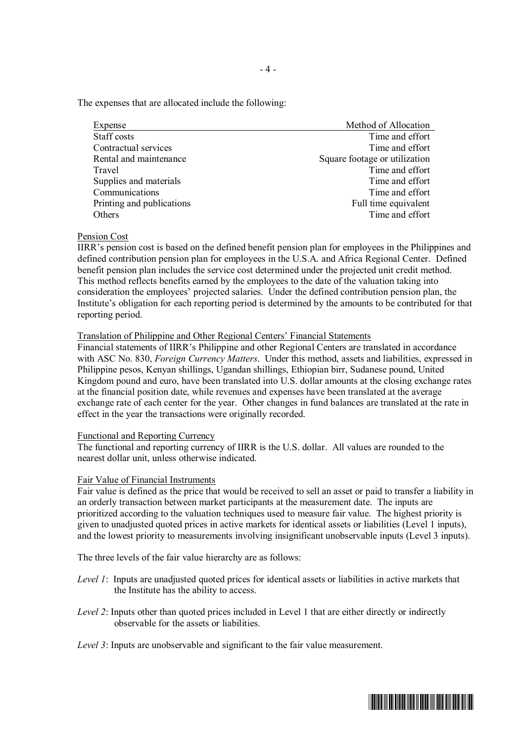The expenses that are allocated include the following:

| Expense | Method of Allocation |
|---|---|
| Staff costs | Time and effort |
| Contractual services | Time and effort |
| Rental and maintenance | Square footage or utilization |
| Travel | Time and effort |
| Supplies and materials | Time and effort |
| Communications | Time and effort |
| Printing and publications | Full time equivalent |
| Others | Time and effort |

Pension Cost

IIRR's pension cost is based on the defined benefit pension plan for employees in the Philippines and defined contribution pension plan for employees in the U.S.A. and Africa Regional Center. Defined benefit pension plan includes the service cost determined under the projected unit credit method. This method reflects benefits earned by the employees to the date of the valuation taking into consideration the employees' projected salaries. Under the defined contribution pension plan, the Institute's obligation for each reporting period is determined by the amounts to be contributed for that reporting period.

Translation of Philippine and Other Regional Centers' Financial Statements

Financial statements of IIRR's Philippine and other Regional Centers are translated in accordance with ASC No. 830, *Foreign Currency Matters*. Under this method, assets and liabilities, expressed in Philippine pesos, Kenyan shillings, Ugandan shillings, Ethiopian birr, Sudanese pound, United Kingdom pound and euro, have been translated into U.S. dollar amounts at the closing exchange rates at the financial position date, while revenues and expenses have been translated at the average exchange rate of each center for the year. Other changes in fund balances are translated at the rate in effect in the year the transactions were originally recorded.

Functional and Reporting Currency

The functional and reporting currency of IIRR is the U.S. dollar. All values are rounded to the nearest dollar unit, unless otherwise indicated.

Fair Value of Financial Instruments

Fair value is defined as the price that would be received to sell an asset or paid to transfer a liability in an orderly transaction between market participants at the measurement date. The inputs are prioritized according to the valuation techniques used to measure fair value. The highest priority is given to unadjusted quoted prices in active markets for identical assets or liabilities (Level 1 inputs), and the lowest priority to measurements involving insignificant unobservable inputs (Level 3 inputs).

The three levels of the fair value hierarchy are as follows:

*Level 1*: Inputs are unadjusted quoted prices for identical assets or liabilities in active markets that the Institute has the ability to access.

*Level 2*: Inputs other than quoted prices included in Level 1 that are either directly or indirectly observable for the assets or liabilities.

*Level 3*: Inputs are unobservable and significant to the fair value measurement.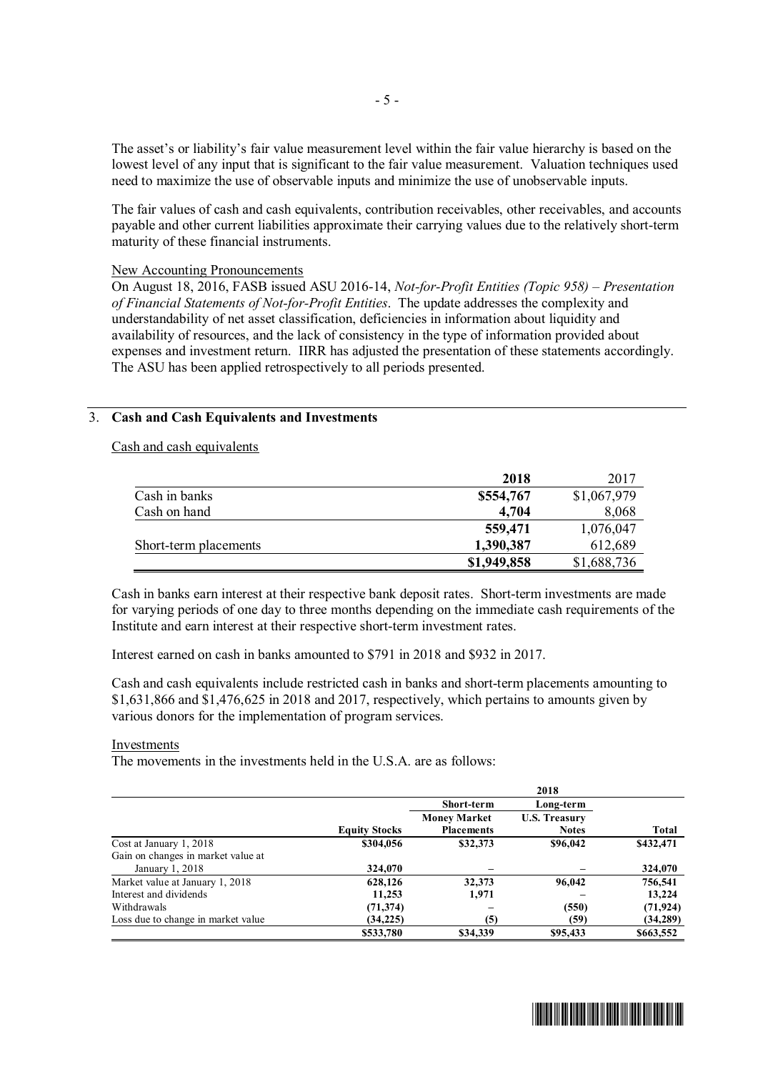The asset's or liability's fair value measurement level within the fair value hierarchy is based on the lowest level of any input that is significant to the fair value measurement. Valuation techniques used need to maximize the use of observable inputs and minimize the use of unobservable inputs.

The fair values of cash and cash equivalents, contribution receivables, other receivables, and accounts payable and other current liabilities approximate their carrying values due to the relatively short-term maturity of these financial instruments.

New Accounting Pronouncements

On August 18, 2016, FASB issued ASU 2016-14, *Not-for-Profit Entities (Topic 958) – Presentation of Financial Statements of Not-for-Profit Entities*. The update addresses the complexity and understandability of net asset classification, deficiencies in information about liquidity and availability of resources, and the lack of consistency in the type of information provided about expenses and investment return. IIRR has adjusted the presentation of these statements accordingly. The ASU has been applied retrospectively to all periods presented.

## 3. Cash and Cash Equivalents and Investments

Cash and cash equivalents

| | **2018** | 2017 |
|---|---|---|
| Cash in banks | **$554,767** | $1,067,979 |
| Cash on hand | **4,704** | 8,068 |
| | **559,471** | 1,076,047 |
| Short-term placements | **1,390,387** | 612,689 |
| | **$1,949,858** | $1,688,736 |

Cash in banks earn interest at their respective bank deposit rates. Short-term investments are made for varying periods of one day to three months depending on the immediate cash requirements of the Institute and earn interest at their respective short-term investment rates.

Interest earned on cash in banks amounted to $791 in 2018 and $932 in 2017.

Cash and cash equivalents include restricted cash in banks and short-term placements amounting to $1,631,866 and $1,476,625 in 2018 and 2017, respectively, which pertains to amounts given by various donors for the implementation of program services.

Investments

The movements in the investments held in the U.S.A. are as follows:

| | **2018** | | | |
|---|---|---|---|---|
| | **Equity Stocks** | **Short-term Money Market Placements** | **Long-term U.S. Treasury Notes** | **Total** |
| Cost at January 1, 2018 | **$304,056** | **$32,373** | **$96,042** | **$432,471** |
| Gain on changes in market value at January 1, 2018 | **324,070** | **–** | **–** | **324,070** |
| Market value at January 1, 2018 | **628,126** | **32,373** | **96,042** | **756,541** |
| Interest and dividends | **11,253** | **1,971** | **–** | **13,224** |
| Withdrawals | **(71,374)** | **–** | **(550)** | **(71,924)** |
| Loss due to change in market value | **(34,225)** | **(5)** | **(59)** | **(34,289)** |
| | **$533,780** | **$34,339** | **$95,433** | **$663,552** |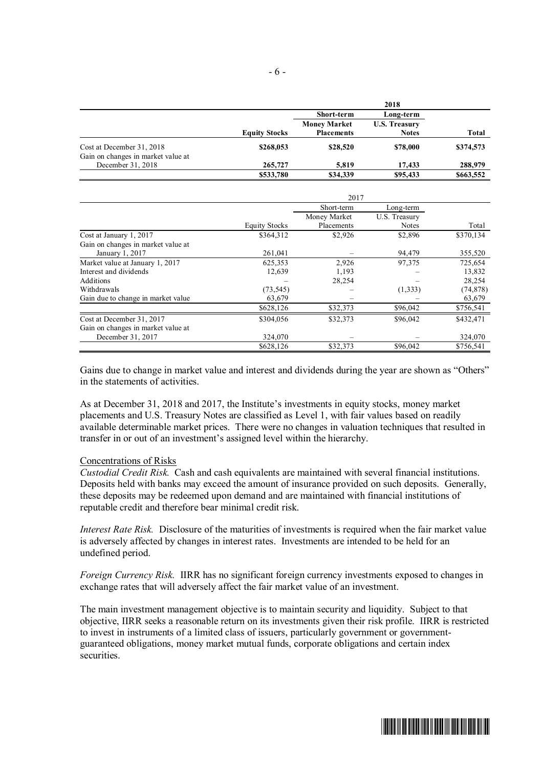| | | 2018 | | |
|---|---|---|---|---|
| | | **Short-term** | **Long-term** | |
| | | **Money Market** | **U.S. Treasury** | |
| | **Equity Stocks** | **Placements** | **Notes** | **Total** |
| Cost at December 31, 2018 | **$268,053** | **$28,520** | **$78,000** | **$374,573** |
| Gain on changes in market value at December 31, 2018 | **265,727** | **5,819** | **17,433** | **288,979** |
| | **$533,780** | **$34,339** | **$95,433** | **$663,552** |

| | | 2017 | | |
|---|---|---|---|---|
| | | Short-term | Long-term | |
| | | Money Market | U.S. Treasury | |
| | Equity Stocks | Placements | Notes | Total |
| Cost at January 1, 2017 | $364,312 | $2,926 | $2,896 | $370,134 |
| Gain on changes in market value at January 1, 2017 | 261,041 | – | 94,479 | 355,520 |
| Market value at January 1, 2017 | 625,353 | 2,926 | 97,375 | 725,654 |
| Interest and dividends | 12,639 | 1,193 | – | 13,832 |
| Additions | – | 28,254 | – | 28,254 |
| Withdrawals | (73,545) | – | (1,333) | (74,878) |
| Gain due to change in market value | 63,679 | – | – | 63,679 |
| | $628,126 | $32,373 | $96,042 | $756,541 |
| Cost at December 31, 2017 | $304,056 | $32,373 | $96,042 | $432,471 |
| Gain on changes in market value at December 31, 2017 | 324,070 | – | – | 324,070 |
| | $628,126 | $32,373 | $96,042 | $756,541 |

Gains due to change in market value and interest and dividends during the year are shown as "Others" in the statements of activities.

As at December 31, 2018 and 2017, the Institute's investments in equity stocks, money market placements and U.S. Treasury Notes are classified as Level 1, with fair values based on readily available determinable market prices. There were no changes in valuation techniques that resulted in transfer in or out of an investment's assigned level within the hierarchy.

Concentrations of Risks

*Custodial Credit Risk.* Cash and cash equivalents are maintained with several financial institutions. Deposits held with banks may exceed the amount of insurance provided on such deposits. Generally, these deposits may be redeemed upon demand and are maintained with financial institutions of reputable credit and therefore bear minimal credit risk.

*Interest Rate Risk.* Disclosure of the maturities of investments is required when the fair market value is adversely affected by changes in interest rates. Investments are intended to be held for an undefined period.

*Foreign Currency Risk.* IIRR has no significant foreign currency investments exposed to changes in exchange rates that will adversely affect the fair market value of an investment.

The main investment management objective is to maintain security and liquidity. Subject to that objective, IIRR seeks a reasonable return on its investments given their risk profile. IIRR is restricted to invest in instruments of a limited class of issuers, particularly government or government-guaranteed obligations, money market mutual funds, corporate obligations and certain index securities.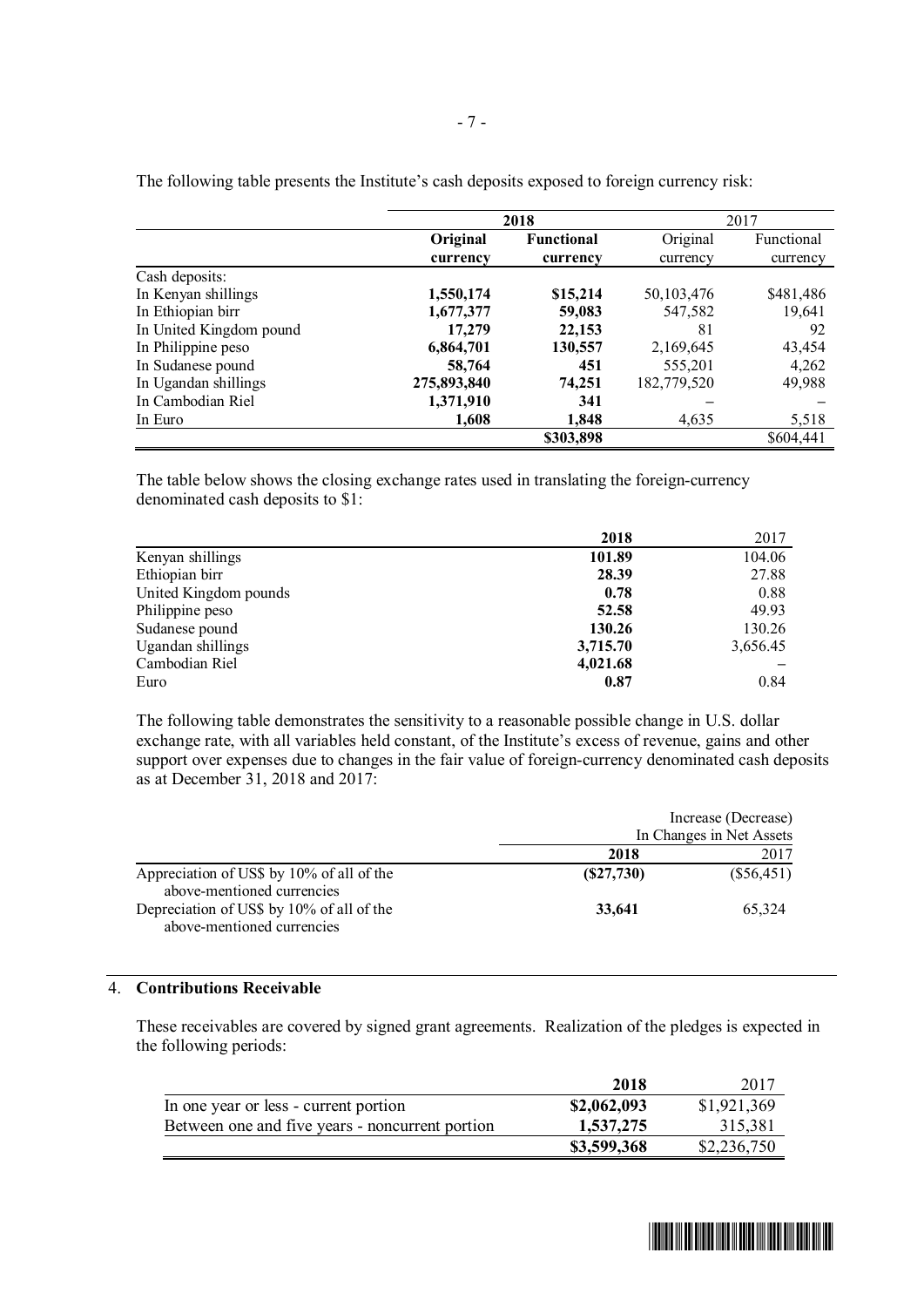The following table presents the Institute's cash deposits exposed to foreign currency risk:

| | 2018 | | 2017 | |
|---|---|---|---|---|
| | **Original currency** | **Functional currency** | Original currency | Functional currency |
| Cash deposits: | | | | |
| In Kenyan shillings | **1,550,174** | **$15,214** | 50,103,476 | $481,486 |
| In Ethiopian birr | **1,677,377** | **59,083** | 547,582 | 19,641 |
| In United Kingdom pound | **17,279** | **22,153** | 81 | 92 |
| In Philippine peso | **6,864,701** | **130,557** | 2,169,645 | 43,454 |
| In Sudanese pound | **58,764** | **451** | 555,201 | 4,262 |
| In Ugandan shillings | **275,893,840** | **74,251** | 182,779,520 | 49,988 |
| In Cambodian Riel | **1,371,910** | **341** | – | – |
| In Euro | **1,608** | **1,848** | 4,635 | 5,518 |
| | | **$303,898** | | $604,441 |

The table below shows the closing exchange rates used in translating the foreign-currency denominated cash deposits to $1:

| | 2018 | 2017 |
|---|---|---|
| Kenyan shillings | **101.89** | 104.06 |
| Ethiopian birr | **28.39** | 27.88 |
| United Kingdom pounds | **0.78** | 0.88 |
| Philippine peso | **52.58** | 49.93 |
| Sudanese pound | **130.26** | 130.26 |
| Ugandan shillings | **3,715.70** | 3,656.45 |
| Cambodian Riel | **4,021.68** | – |
| Euro | **0.87** | 0.84 |

The following table demonstrates the sensitivity to a reasonable possible change in U.S. dollar exchange rate, with all variables held constant, of the Institute's excess of revenue, gains and other support over expenses due to changes in the fair value of foreign-currency denominated cash deposits as at December 31, 2018 and 2017:

| | Increase (Decrease) In Changes in Net Assets | |
|---|---|---|
| | **2018** | 2017 |
| Appreciation of US$ by 10% of all of the above-mentioned currencies | **($27,730)** | ($56,451) |
| Depreciation of US$ by 10% of all of the above-mentioned currencies | **33,641** | 65,324 |

4. **Contributions Receivable**

These receivables are covered by signed grant agreements. Realization of the pledges is expected in the following periods:

| | 2018 | 2017 |
|---|---|---|
| In one year or less - current portion | **$2,062,093** | $1,921,369 |
| Between one and five years - noncurrent portion | **1,537,275** | 315,381 |
| | **$3,599,368** | $2,236,750 |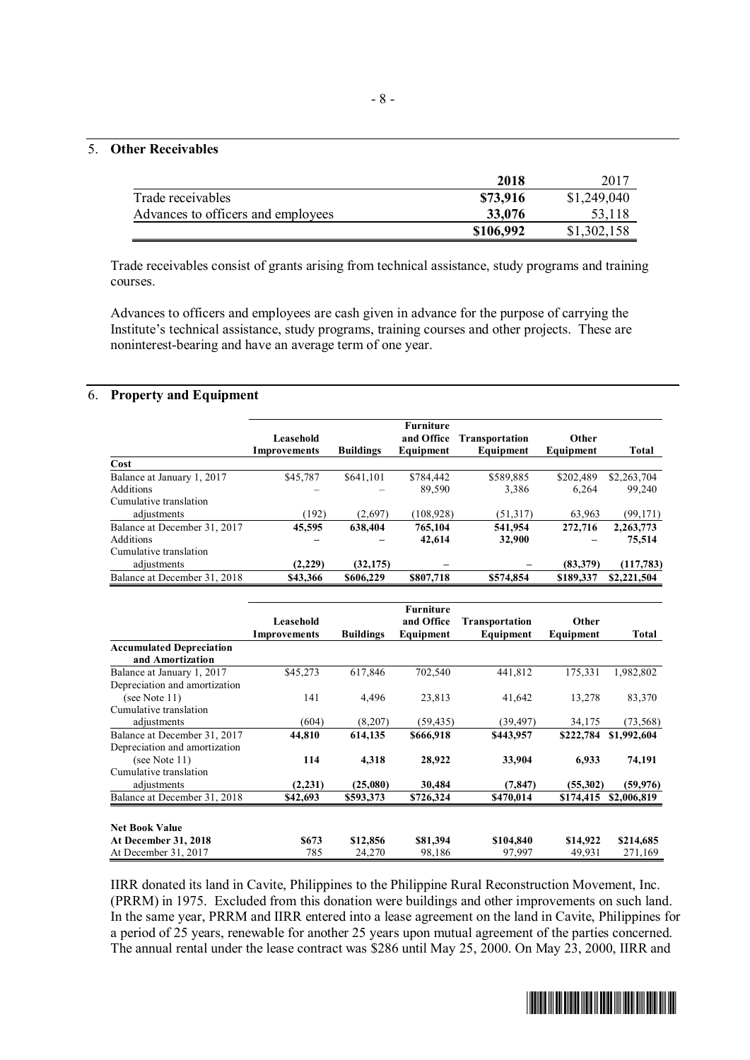## 5. Other Receivables

| | 2018 | 2017 |
|---|---|---|
| Trade receivables | **\$73,916** | \$1,249,040 |
| Advances to officers and employees | **33,076** | 53,118 |
| | **\$106,992** | \$1,302,158 |

Trade receivables consist of grants arising from technical assistance, study programs and training courses.

Advances to officers and employees are cash given in advance for the purpose of carrying the Institute's technical assistance, study programs, training courses and other projects. These are noninterest-bearing and have an average term of one year.

## 6. Property and Equipment

| | Leasehold Improvements | Buildings | Furniture and Office Equipment | Transportation Equipment | Other Equipment | Total |
|---|---|---|---|---|---|---|
| **Cost** | | | | | | |
| Balance at January 1, 2017 | \$45,787 | \$641,101 | \$784,442 | \$589,885 | \$202,489 | \$2,263,704 |
| Additions | – | – | 89,590 | 3,386 | 6,264 | 99,240 |
| Cumulative translation adjustments | (192) | (2,697) | (108,928) | (51,317) | 63,963 | (99,171) |
| Balance at December 31, 2017 | **45,595** | **638,404** | **765,104** | **541,954** | **272,716** | **2,263,773** |
| Additions | **–** | **–** | **42,614** | **32,900** | **–** | **75,514** |
| Cumulative translation adjustments | **(2,229)** | **(32,175)** | **–** | **–** | **(83,379)** | **(117,783)** |
| Balance at December 31, 2018 | **\$43,366** | **\$606,229** | **\$807,718** | **\$574,854** | **\$189,337** | **\$2,221,504** |

| | Leasehold Improvements | Buildings | Furniture and Office Equipment | Transportation Equipment | Other Equipment | Total |
|---|---|---|---|---|---|---|
| **Accumulated Depreciation and Amortization** | | | | | | |
| Balance at January 1, 2017 | \$45,273 | 617,846 | 702,540 | 441,812 | 175,331 | 1,982,802 |
| Depreciation and amortization (see Note 11) | 141 | 4,496 | 23,813 | 41,642 | 13,278 | 83,370 |
| Cumulative translation adjustments | (604) | (8,207) | (59,435) | (39,497) | 34,175 | (73,568) |
| Balance at December 31, 2017 | **44,810** | **614,135** | **\$666,918** | **\$443,957** | **\$222,784** | **\$1,992,604** |
| Depreciation and amortization (see Note 11) | **114** | **4,318** | **28,922** | **33,904** | **6,933** | **74,191** |
| Cumulative translation adjustments | **(2,231)** | **(25,080)** | **30,484** | **(7,847)** | **(55,302)** | **(59,976)** |
| Balance at December 31, 2018 | **\$42,693** | **\$593,373** | **\$726,324** | **\$470,014** | **\$174,415** | **\$2,006,819** |
| | | | | | | |
| **Net Book Value** | | | | | | |
| **At December 31, 2018** | **\$673** | **\$12,856** | **\$81,394** | **\$104,840** | **\$14,922** | **\$214,685** |
| At December 31, 2017 | 785 | 24,270 | 98,186 | 97,997 | 49,931 | 271,169 |

IIRR donated its land in Cavite, Philippines to the Philippine Rural Reconstruction Movement, Inc. (PRRM) in 1975. Excluded from this donation were buildings and other improvements on such land. In the same year, PRRM and IIRR entered into a lease agreement on the land in Cavite, Philippines for a period of 25 years, renewable for another 25 years upon mutual agreement of the parties concerned. The annual rental under the lease contract was \$286 until May 25, 2000. On May 23, 2000, IIRR and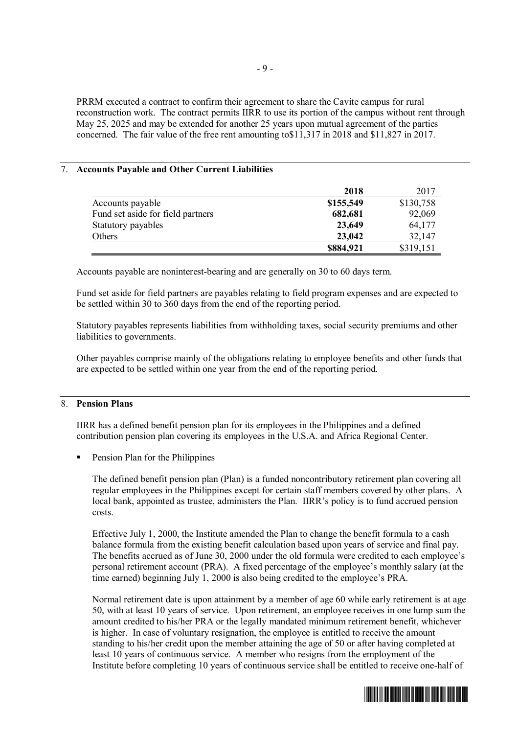PRRM executed a contract to confirm their agreement to share the Cavite campus for rural reconstruction work. The contract permits IIRR to use its portion of the campus without rent through May 25, 2025 and may be extended for another 25 years upon mutual agreement of the parties concerned. The fair value of the free rent amounting to$11,317 in 2018 and $11,827 in 2017.

## 7. Accounts Payable and Other Current Liabilities

| | **2018** | 2017 |
|---|---|---|
| Accounts payable | **$155,549** | $130,758 |
| Fund set aside for field partners | **682,681** | 92,069 |
| Statutory payables | **23,649** | 64,177 |
| Others | **23,042** | 32,147 |
| | **$884,921** | $319,151 |

Accounts payable are noninterest-bearing and are generally on 30 to 60 days term.

Fund set aside for field partners are payables relating to field program expenses and are expected to be settled within 30 to 360 days from the end of the reporting period.

Statutory payables represents liabilities from withholding taxes, social security premiums and other liabilities to governments.

Other payables comprise mainly of the obligations relating to employee benefits and other funds that are expected to be settled within one year from the end of the reporting period.

## 8. Pension Plans

IIRR has a defined benefit pension plan for its employees in the Philippines and a defined contribution pension plan covering its employees in the U.S.A. and Africa Regional Center.

- Pension Plan for the Philippines

  The defined benefit pension plan (Plan) is a funded noncontributory retirement plan covering all regular employees in the Philippines except for certain staff members covered by other plans. A local bank, appointed as trustee, administers the Plan. IIRR's policy is to fund accrued pension costs.

  Effective July 1, 2000, the Institute amended the Plan to change the benefit formula to a cash balance formula from the existing benefit calculation based upon years of service and final pay. The benefits accrued as of June 30, 2000 under the old formula were credited to each employee's personal retirement account (PRA). A fixed percentage of the employee's monthly salary (at the time earned) beginning July 1, 2000 is also being credited to the employee's PRA.

  Normal retirement date is upon attainment by a member of age 60 while early retirement is at age 50, with at least 10 years of service. Upon retirement, an employee receives in one lump sum the amount credited to his/her PRA or the legally mandated minimum retirement benefit, whichever is higher. In case of voluntary resignation, the employee is entitled to receive the amount standing to his/her credit upon the member attaining the age of 50 or after having completed at least 10 years of continuous service. A member who resigns from the employment of the Institute before completing 10 years of continuous service shall be entitled to receive one-half of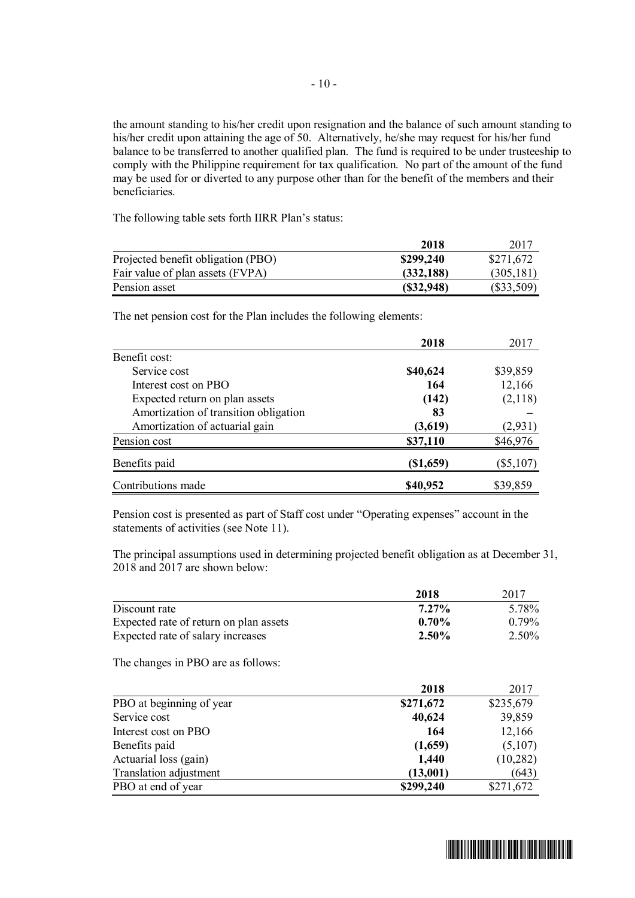the amount standing to his/her credit upon resignation and the balance of such amount standing to his/her credit upon attaining the age of 50. Alternatively, he/she may request for his/her fund balance to be transferred to another qualified plan. The fund is required to be under trusteeship to comply with the Philippine requirement for tax qualification. No part of the amount of the fund may be used for or diverted to any purpose other than for the benefit of the members and their beneficiaries.

The following table sets forth IIRR Plan's status:

| | 2018 | 2017 |
|---|---|---|
| Projected benefit obligation (PBO) | **$299,240** | $271,672 |
| Fair value of plan assets (FVPA) | **(332,188)** | (305,181) |
| Pension asset | **($32,948)** | ($33,509) |

The net pension cost for the Plan includes the following elements:

| | 2018 | 2017 |
|---|---|---|
| Benefit cost: | | |
| Service cost | **$40,624** | $39,859 |
| Interest cost on PBO | **164** | 12,166 |
| Expected return on plan assets | **(142)** | (2,118) |
| Amortization of transition obligation | **83** | – |
| Amortization of actuarial gain | **(3,619)** | (2,931) |
| Pension cost | **$37,110** | $46,976 |
| Benefits paid | **($1,659)** | ($5,107) |
| Contributions made | **$40,952** | $39,859 |

Pension cost is presented as part of Staff cost under "Operating expenses" account in the statements of activities (see Note 11).

The principal assumptions used in determining projected benefit obligation as at December 31, 2018 and 2017 are shown below:

| | 2018 | 2017 |
|---|---|---|
| Discount rate | **7.27%** | 5.78% |
| Expected rate of return on plan assets | **0.70%** | 0.79% |
| Expected rate of salary increases | **2.50%** | 2.50% |

The changes in PBO are as follows:

| | 2018 | 2017 |
|---|---|---|
| PBO at beginning of year | **$271,672** | $235,679 |
| Service cost | **40,624** | 39,859 |
| Interest cost on PBO | **164** | 12,166 |
| Benefits paid | **(1,659)** | (5,107) |
| Actuarial loss (gain) | **1,440** | (10,282) |
| Translation adjustment | **(13,001)** | (643) |
| PBO at end of year | **$299,240** | $271,672 |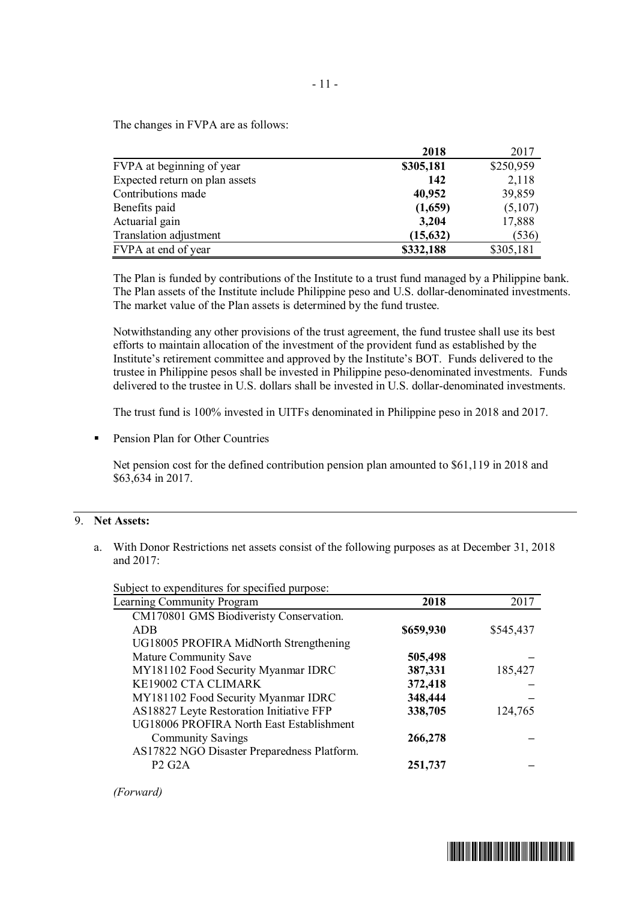The changes in FVPA are as follows:

| | **2018** | 2017 |
|---|---|---|
| FVPA at beginning of year | **$305,181** | $250,959 |
| Expected return on plan assets | **142** | 2,118 |
| Contributions made | **40,952** | 39,859 |
| Benefits paid | **(1,659)** | (5,107) |
| Actuarial gain | **3,204** | 17,888 |
| Translation adjustment | **(15,632)** | (536) |
| FVPA at end of year | **$332,188** | $305,181 |

The Plan is funded by contributions of the Institute to a trust fund managed by a Philippine bank. The Plan assets of the Institute include Philippine peso and U.S. dollar-denominated investments. The market value of the Plan assets is determined by the fund trustee.

Notwithstanding any other provisions of the trust agreement, the fund trustee shall use its best efforts to maintain allocation of the investment of the provident fund as established by the Institute's retirement committee and approved by the Institute's BOT. Funds delivered to the trustee in Philippine pesos shall be invested in Philippine peso-denominated investments. Funds delivered to the trustee in U.S. dollars shall be invested in U.S. dollar-denominated investments.

The trust fund is 100% invested in UITFs denominated in Philippine peso in 2018 and 2017.

- Pension Plan for Other Countries

  Net pension cost for the defined contribution pension plan amounted to $61,119 in 2018 and $63,634 in 2017.

9. **Net Assets:**

a. With Donor Restrictions net assets consist of the following purposes as at December 31, 2018 and 2017:

Subject to expenditures for specified purpose:

| Learning Community Program | **2018** | 2017 |
|---|---|---|
| CM170801 GMS Biodiveristy Conservation. ADB | **$659,930** | $545,437 |
| UG18005 PROFIRA MidNorth Strengthening Mature Community Save | **505,498** | – |
| MY181102 Food Security Myanmar IDRC | **387,331** | 185,427 |
| KE19002 CTA CLIMARK | **372,418** | – |
| MY181102 Food Security Myanmar IDRC | **348,444** | – |
| AS18827 Leyte Restoration Initiative FFP | **338,705** | 124,765 |
| UG18006 PROFIRA North East Establishment Community Savings | **266,278** | – |
| AS17822 NGO Disaster Preparedness Platform. P2 G2A | **251,737** | – |

*(Forward)*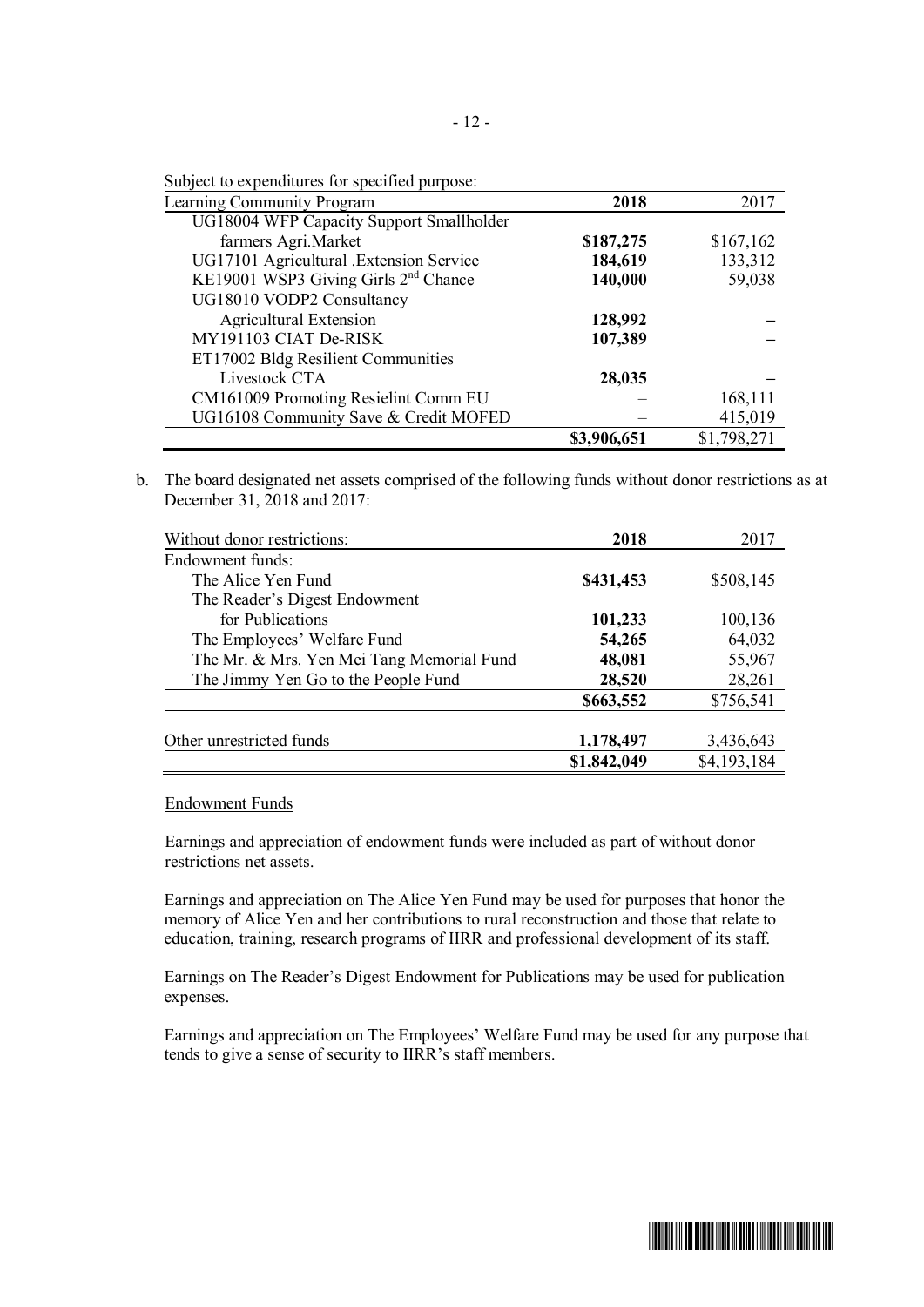Subject to expenditures for specified purpose:

| Learning Community Program | 2018 | 2017 |
|---|---|---|
| UG18004 WFP Capacity Support Smallholder farmers Agri.Market | **$187,275** | $167,162 |
| UG17101 Agricultural .Extension Service | **184,619** | 133,312 |
| KE19001 WSP3 Giving Girls 2nd Chance | **140,000** | 59,038 |
| UG18010 VODP2 Consultancy Agricultural Extension | **128,992** | – |
| MY191103 CIAT De-RISK | **107,389** | – |
| ET17002 Bldg Resilient Communities Livestock CTA | **28,035** | – |
| CM161009 Promoting Resielint Comm EU | – | 168,111 |
| UG16108 Community Save & Credit MOFED | – | 415,019 |
| | **$3,906,651** | $1,798,271 |

b. The board designated net assets comprised of the following funds without donor restrictions as at December 31, 2018 and 2017:

| Without donor restrictions: | 2018 | 2017 |
|---|---|---|
| Endowment funds: | | |
| The Alice Yen Fund | **$431,453** | $508,145 |
| The Reader's Digest Endowment for Publications | **101,233** | 100,136 |
| The Employees' Welfare Fund | **54,265** | 64,032 |
| The Mr. & Mrs. Yen Mei Tang Memorial Fund | **48,081** | 55,967 |
| The Jimmy Yen Go to the People Fund | **28,520** | 28,261 |
| | **$663,552** | $756,541 |
| Other unrestricted funds | **1,178,497** | 3,436,643 |
| | **$1,842,049** | $4,193,184 |

Endowment Funds

Earnings and appreciation of endowment funds were included as part of without donor restrictions net assets.

Earnings and appreciation on The Alice Yen Fund may be used for purposes that honor the memory of Alice Yen and her contributions to rural reconstruction and those that relate to education, training, research programs of IIRR and professional development of its staff.

Earnings on The Reader's Digest Endowment for Publications may be used for publication expenses.

Earnings and appreciation on The Employees' Welfare Fund may be used for any purpose that tends to give a sense of security to IIRR's staff members.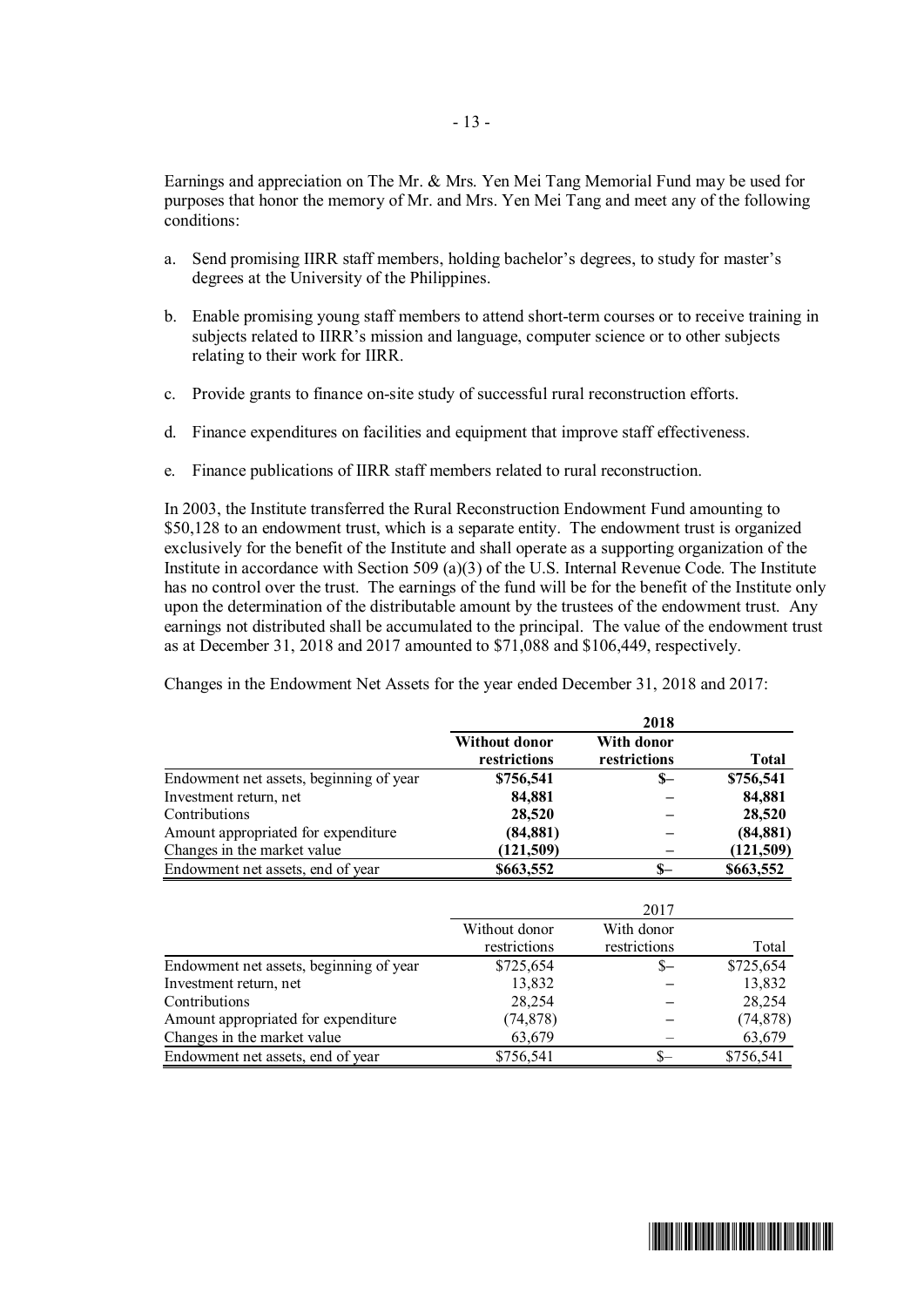Earnings and appreciation on The Mr. & Mrs. Yen Mei Tang Memorial Fund may be used for purposes that honor the memory of Mr. and Mrs. Yen Mei Tang and meet any of the following conditions:

a. Send promising IIRR staff members, holding bachelor's degrees, to study for master's degrees at the University of the Philippines.

b. Enable promising young staff members to attend short-term courses or to receive training in subjects related to IIRR's mission and language, computer science or to other subjects relating to their work for IIRR.

c. Provide grants to finance on-site study of successful rural reconstruction efforts.

d. Finance expenditures on facilities and equipment that improve staff effectiveness.

e. Finance publications of IIRR staff members related to rural reconstruction.

In 2003, the Institute transferred the Rural Reconstruction Endowment Fund amounting to $50,128 to an endowment trust, which is a separate entity. The endowment trust is organized exclusively for the benefit of the Institute and shall operate as a supporting organization of the Institute in accordance with Section 509 (a)(3) of the U.S. Internal Revenue Code. The Institute has no control over the trust. The earnings of the fund will be for the benefit of the Institute only upon the determination of the distributable amount by the trustees of the endowment trust. Any earnings not distributed shall be accumulated to the principal. The value of the endowment trust as at December 31, 2018 and 2017 amounted to $71,088 and $106,449, respectively.

Changes in the Endowment Net Assets for the year ended December 31, 2018 and 2017:

| | **2018** | | |
|---|---|---|---|
| | **Without donor restrictions** | **With donor restrictions** | **Total** |
| Endowment net assets, beginning of year | **$756,541** | **$–** | **$756,541** |
| Investment return, net | **84,881** | **–** | **84,881** |
| Contributions | **28,520** | **–** | **28,520** |
| Amount appropriated for expenditure | **(84,881)** | **–** | **(84,881)** |
| Changes in the market value | **(121,509)** | **–** | **(121,509)** |
| Endowment net assets, end of year | **$663,552** | **$–** | **$663,552** |

| | 2017 | | |
|---|---|---|---|
| | Without donor restrictions | With donor restrictions | Total |
| Endowment net assets, beginning of year | $725,654 | $– | $725,654 |
| Investment return, net | 13,832 | – | 13,832 |
| Contributions | 28,254 | – | 28,254 |
| Amount appropriated for expenditure | (74,878) | – | (74,878) |
| Changes in the market value | 63,679 | – | 63,679 |
| Endowment net assets, end of year | $756,541 | $– | $756,541 |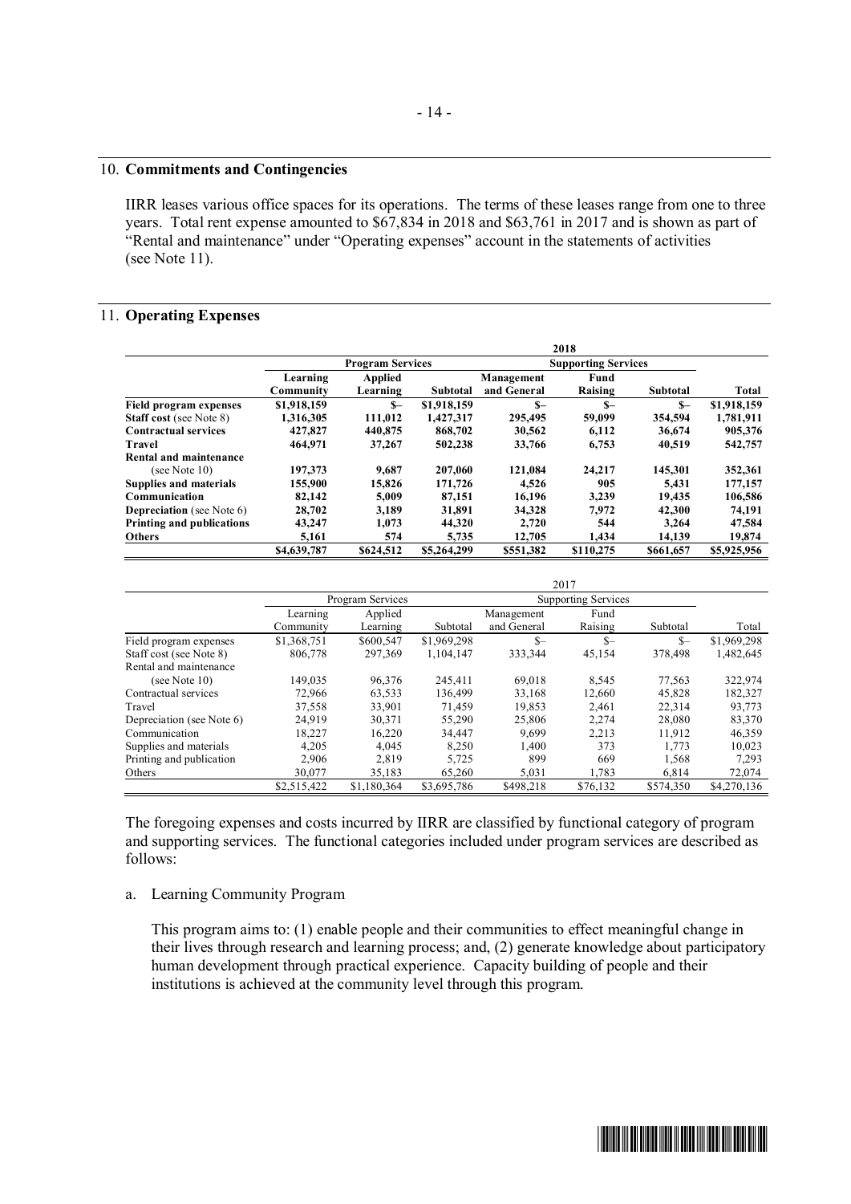## 10. Commitments and Contingencies

IIRR leases various office spaces for its operations. The terms of these leases range from one to three years. Total rent expense amounted to $67,834 in 2018 and $63,761 in 2017 and is shown as part of "Rental and maintenance" under "Operating expenses" account in the statements of activities (see Note 11).

## 11. Operating Expenses

| | 2018 | | | | | | |
|---|---|---|---|---|---|---|---|
| | Program Services | | | Supporting Services | | | |
| | Learning Community | Applied Learning | Subtotal | Management and General | Fund Raising | Subtotal | Total |
| **Field program expenses** | $1,918,159 | $– | $1,918,159 | $– | $– | $– | $1,918,159 |
| **Staff cost** (see Note 8) | 1,316,305 | 111,012 | 1,427,317 | 295,495 | 59,099 | 354,594 | 1,781,911 |
| **Contractual services** | 427,827 | 440,875 | 868,702 | 30,562 | 6,112 | 36,674 | 905,376 |
| **Travel** | 464,971 | 37,267 | 502,238 | 33,766 | 6,753 | 40,519 | 542,757 |
| **Rental and maintenance** (see Note 10) | 197,373 | 9,687 | 207,060 | 121,084 | 24,217 | 145,301 | 352,361 |
| **Supplies and materials** | 155,900 | 15,826 | 171,726 | 4,526 | 905 | 5,431 | 177,157 |
| **Communication** | 82,142 | 5,009 | 87,151 | 16,196 | 3,239 | 19,435 | 106,586 |
| **Depreciation** (see Note 6) | 28,702 | 3,189 | 31,891 | 34,328 | 7,972 | 42,300 | 74,191 |
| **Printing and publications** | 43,247 | 1,073 | 44,320 | 2,720 | 544 | 3,264 | 47,584 |
| **Others** | 5,161 | 574 | 5,735 | 12,705 | 1,434 | 14,139 | 19,874 |
| | $4,639,787 | $624,512 | $5,264,299 | $551,382 | $110,275 | $661,657 | $5,925,956 |

| | 2017 | | | | | | |
|---|---|---|---|---|---|---|---|
| | Program Services | | | Supporting Services | | | |
| | Learning Community | Applied Learning | Subtotal | Management and General | Fund Raising | Subtotal | Total |
| Field program expenses | $1,368,751 | $600,547 | $1,969,298 | $– | $– | $– | $1,969,298 |
| Staff cost (see Note 8) | 806,778 | 297,369 | 1,104,147 | 333,344 | 45,154 | 378,498 | 1,482,645 |
| Rental and maintenance (see Note 10) | 149,035 | 96,376 | 245,411 | 69,018 | 8,545 | 77,563 | 322,974 |
| Contractual services | 72,966 | 63,533 | 136,499 | 33,168 | 12,660 | 45,828 | 182,327 |
| Travel | 37,558 | 33,901 | 71,459 | 19,853 | 2,461 | 22,314 | 93,773 |
| Depreciation (see Note 6) | 24,919 | 30,371 | 55,290 | 25,806 | 2,274 | 28,080 | 83,370 |
| Communication | 18,227 | 16,220 | 34,447 | 9,699 | 2,213 | 11,912 | 46,359 |
| Supplies and materials | 4,205 | 4,045 | 8,250 | 1,400 | 373 | 1,773 | 10,023 |
| Printing and publication | 2,906 | 2,819 | 5,725 | 899 | 669 | 1,568 | 7,293 |
| Others | 30,077 | 35,183 | 65,260 | 5,031 | 1,783 | 6,814 | 72,074 |
| | $2,515,422 | $1,180,364 | $3,695,786 | $498,218 | $76,132 | $574,350 | $4,270,136 |

The foregoing expenses and costs incurred by IIRR are classified by functional category of program and supporting services. The functional categories included under program services are described as follows:

a. Learning Community Program

This program aims to: (1) enable people and their communities to effect meaningful change in their lives through research and learning process; and, (2) generate knowledge about participatory human development through practical experience. Capacity building of people and their institutions is achieved at the community level through this program.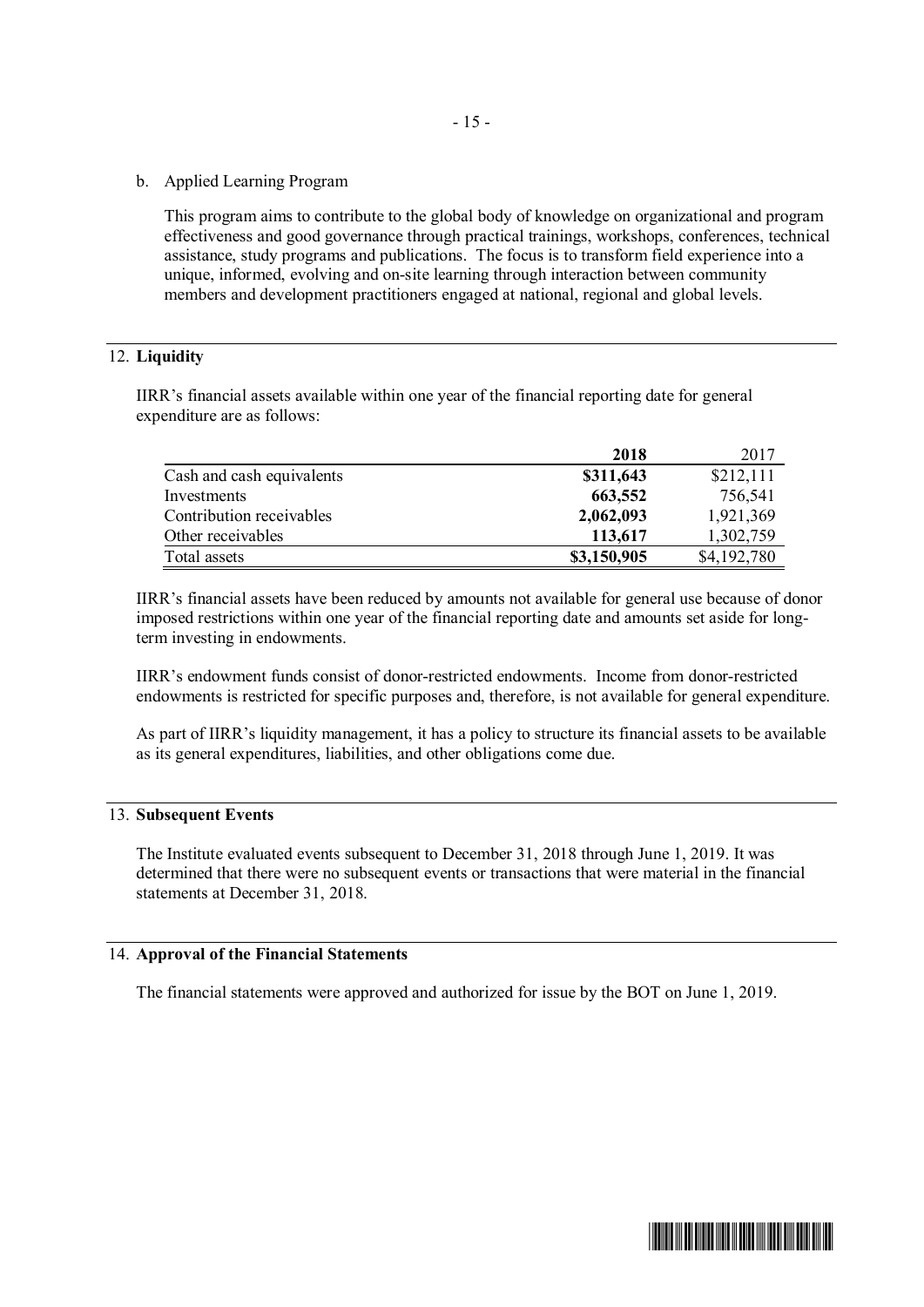b. Applied Learning Program

This program aims to contribute to the global body of knowledge on organizational and program effectiveness and good governance through practical trainings, workshops, conferences, technical assistance, study programs and publications. The focus is to transform field experience into a unique, informed, evolving and on-site learning through interaction between community members and development practitioners engaged at national, regional and global levels.

## 12. Liquidity

IIRR's financial assets available within one year of the financial reporting date for general expenditure are as follows:

| | **2018** | 2017 |
|---|---|---|
| Cash and cash equivalents | **$311,643** | $212,111 |
| Investments | **663,552** | 756,541 |
| Contribution receivables | **2,062,093** | 1,921,369 |
| Other receivables | **113,617** | 1,302,759 |
| Total assets | **$3,150,905** | $4,192,780 |

IIRR's financial assets have been reduced by amounts not available for general use because of donor imposed restrictions within one year of the financial reporting date and amounts set aside for long-term investing in endowments.

IIRR's endowment funds consist of donor-restricted endowments. Income from donor-restricted endowments is restricted for specific purposes and, therefore, is not available for general expenditure.

As part of IIRR's liquidity management, it has a policy to structure its financial assets to be available as its general expenditures, liabilities, and other obligations come due.

## 13. Subsequent Events

The Institute evaluated events subsequent to December 31, 2018 through June 1, 2019. It was determined that there were no subsequent events or transactions that were material in the financial statements at December 31, 2018.

## 14. Approval of the Financial Statements

The financial statements were approved and authorized for issue by the BOT on June 1, 2019.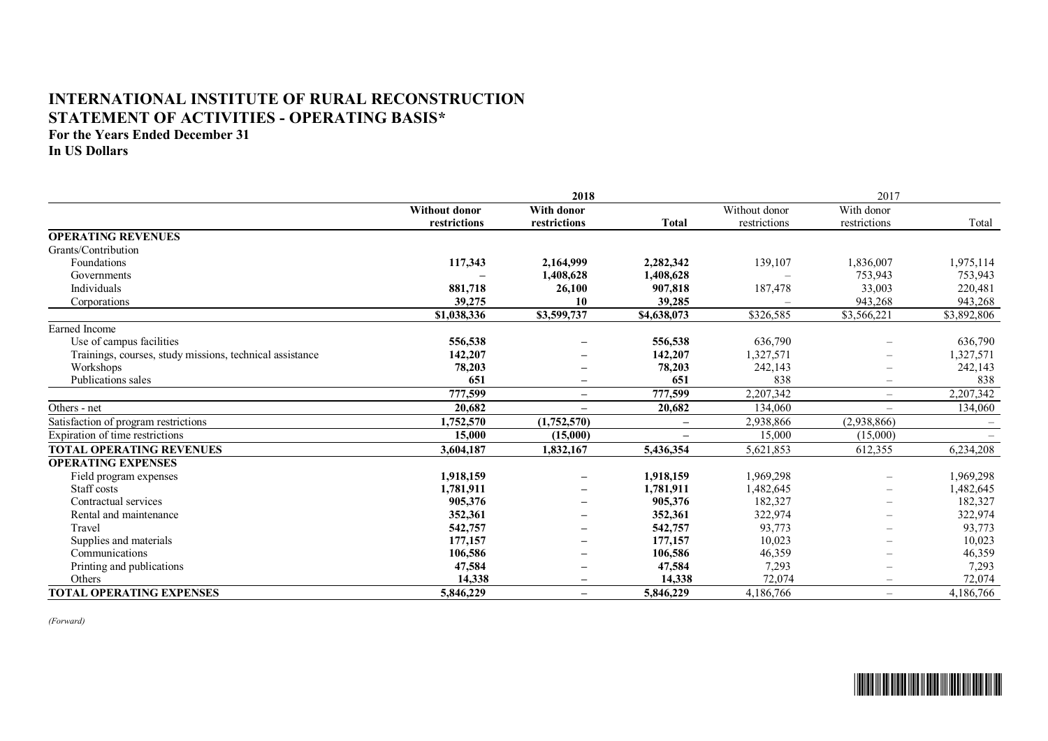# INTERNATIONAL INSTITUTE OF RURAL RECONSTRUCTION
# STATEMENT OF ACTIVITIES - OPERATING BASIS*

**For the Years Ended December 31**
**In US Dollars**

| | 2018 | | | 2017 | | |
|---|---|---|---|---|---|---|
| | **Without donor restrictions** | **With donor restrictions** | **Total** | Without donor restrictions | With donor restrictions | Total |
| **OPERATING REVENUES** | | | | | | |
| Grants/Contribution | | | | | | |
| Foundations | **117,343** | **2,164,999** | **2,282,342** | 139,107 | 1,836,007 | 1,975,114 |
| Governments | **–** | **1,408,628** | **1,408,628** | – | 753,943 | 753,943 |
| Individuals | **881,718** | **26,100** | **907,818** | 187,478 | 33,003 | 220,481 |
| Corporations | **39,275** | **10** | **39,285** | – | 943,268 | 943,268 |
| | **$1,038,336** | **$3,599,737** | **$4,638,073** | $326,585 | $3,566,221 | $3,892,806 |
| Earned Income | | | | | | |
| Use of campus facilities | **556,538** | **–** | **556,538** | 636,790 | – | 636,790 |
| Trainings, courses, study missions, technical assistance | **142,207** | **–** | **142,207** | 1,327,571 | – | 1,327,571 |
| Workshops | **78,203** | **–** | **78,203** | 242,143 | – | 242,143 |
| Publications sales | **651** | **–** | **651** | 838 | – | 838 |
| | **777,599** | **–** | **777,599** | 2,207,342 | – | 2,207,342 |
| Others - net | **20,682** | **–** | **20,682** | 134,060 | – | 134,060 |
| Satisfaction of program restrictions | **1,752,570** | **(1,752,570)** | **–** | 2,938,866 | (2,938,866) | – |
| Expiration of time restrictions | **15,000** | **(15,000)** | **–** | 15,000 | (15,000) | – |
| **TOTAL OPERATING REVENUES** | **3,604,187** | **1,832,167** | **5,436,354** | 5,621,853 | 612,355 | 6,234,208 |
| **OPERATING EXPENSES** | | | | | | |
| Field program expenses | **1,918,159** | **–** | **1,918,159** | 1,969,298 | – | 1,969,298 |
| Staff costs | **1,781,911** | **–** | **1,781,911** | 1,482,645 | – | 1,482,645 |
| Contractual services | **905,376** | **–** | **905,376** | 182,327 | – | 182,327 |
| Rental and maintenance | **352,361** | **–** | **352,361** | 322,974 | – | 322,974 |
| Travel | **542,757** | **–** | **542,757** | 93,773 | – | 93,773 |
| Supplies and materials | **177,157** | **–** | **177,157** | 10,023 | – | 10,023 |
| Communications | **106,586** | **–** | **106,586** | 46,359 | – | 46,359 |
| Printing and publications | **47,584** | **–** | **47,584** | 7,293 | – | 7,293 |
| Others | **14,338** | **–** | **14,338** | 72,074 | – | 72,074 |
| **TOTAL OPERATING EXPENSES** | **5,846,229** | **–** | **5,846,229** | 4,186,766 | – | 4,186,766 |

*(Forward)*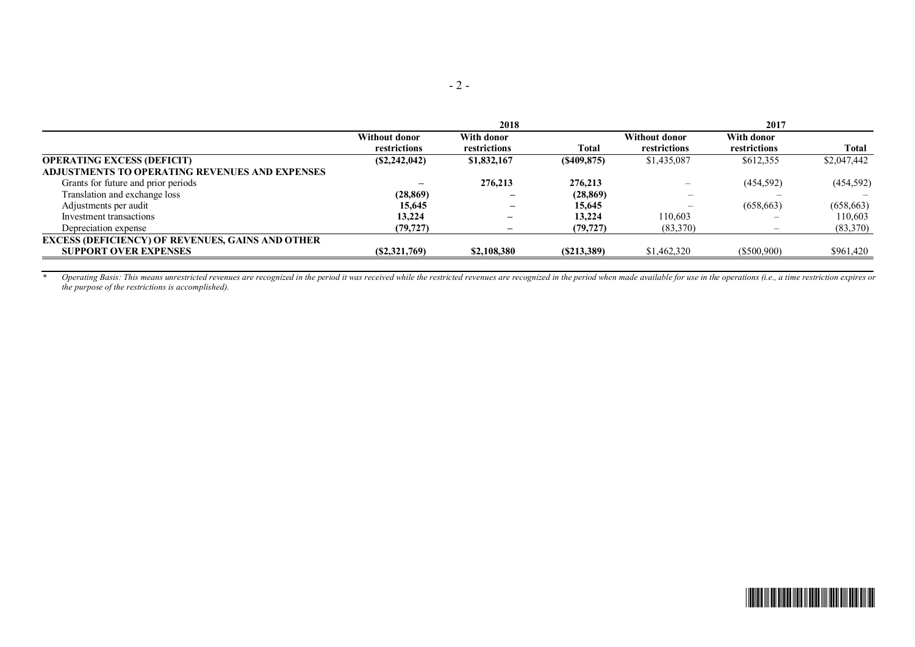| | 2018 | | | 2017 | | |
|---|---|---|---|---|---|---|
| | **Without donor restrictions** | **With donor restrictions** | **Total** | **Without donor restrictions** | **With donor restrictions** | **Total** |
| **OPERATING EXCESS (DEFICIT)** | **($2,242,042)** | **$1,832,167** | **($409,875)** | $1,435,087 | $612,355 | $2,047,442 |
| **ADJUSTMENTS TO OPERATING REVENUES AND EXPENSES** | | | | | | |
| Grants for future and prior periods | **–** | **276,213** | **276,213** | – | (454,592) | (454,592) |
| Translation and exchange loss | **(28,869)** | **–** | **(28,869)** | – | – | – |
| Adjustments per audit | **15,645** | **–** | **15,645** | – | (658,663) | (658,663) |
| Investment transactions | **13,224** | **–** | **13,224** | 110,603 | – | 110,603 |
| Depreciation expense | **(79,727)** | **–** | **(79,727)** | (83,370) | – | (83,370) |
| **EXCESS (DEFICIENCY) OF REVENUES, GAINS AND OTHER SUPPORT OVER EXPENSES** | **($2,321,769)** | **$2,108,380** | **($213,389)** | $1,462,320 | ($500,900) | $961,420 |

\* *Operating Basis: This means unrestricted revenues are recognized in the period it was received while the restricted revenues are recognized in the period when made available for use in the operations (i.e., a time restriction expires or the purpose of the restrictions is accomplished).*